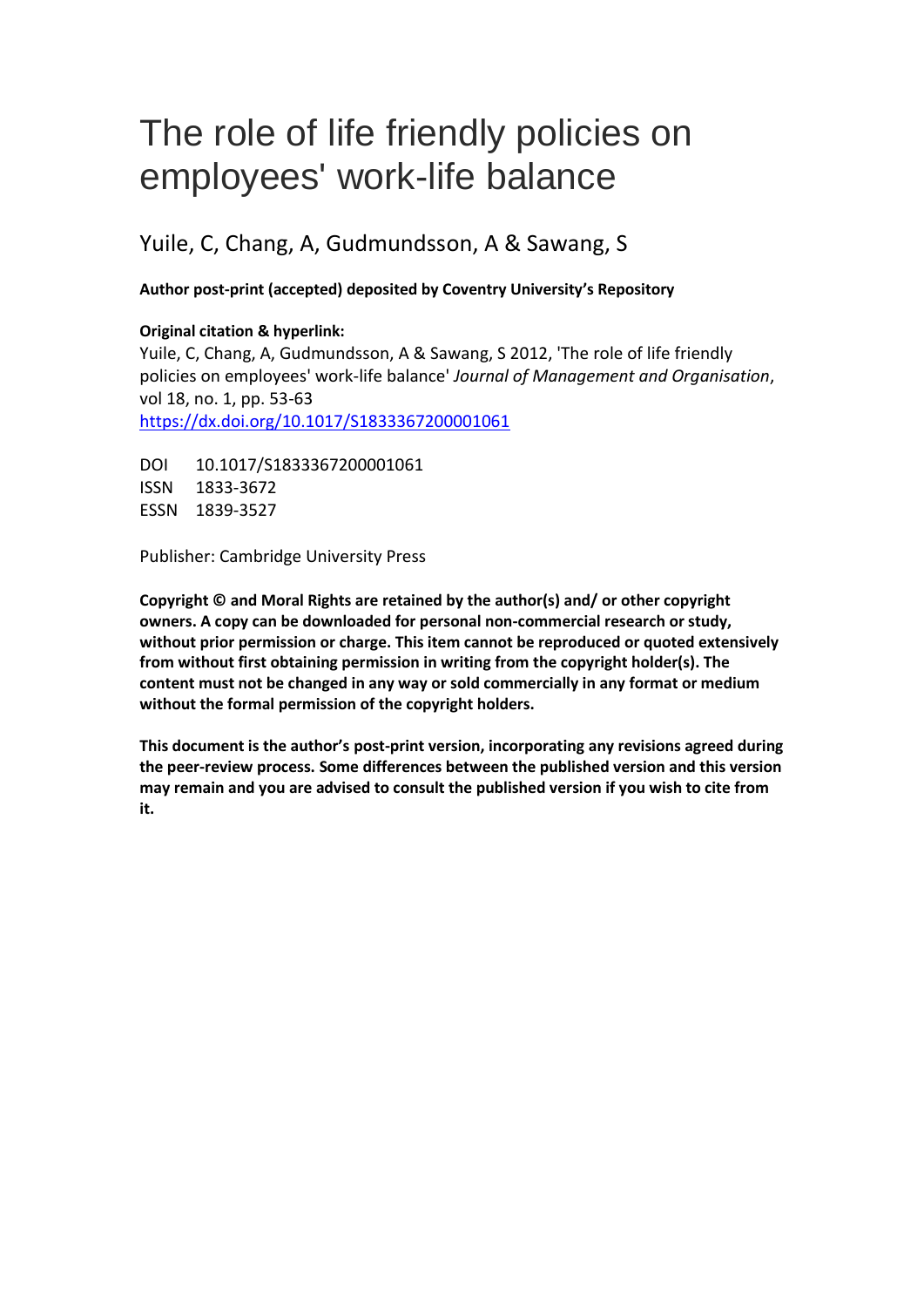# The role of life friendly policies on employees' work-life balance

Yuile, C, Chang, A, Gudmundsson, A & Sawang, S

**Author post-print (accepted) deposited by Coventry University's Repository**

**Original citation & hyperlink:**

Yuile, C, Chang, A, Gudmundsson, A & Sawang, S 2012, 'The role of life friendly policies on employees' work-life balance' *Journal of Management and Organisation*, vol 18, no. 1, pp. 53-63

https://dx.doi.org/10.1017/S1833367200001061

DOI 10.1017/S1833367200001061
ISSN 1833-3672
ESSN 1839-3527

Publisher: Cambridge University Press

**Copyright © and Moral Rights are retained by the author(s) and/ or other copyright owners. A copy can be downloaded for personal non-commercial research or study, without prior permission or charge. This item cannot be reproduced or quoted extensively from without first obtaining permission in writing from the copyright holder(s). The content must not be changed in any way or sold commercially in any format or medium without the formal permission of the copyright holders.**

**This document is the author's post-print version, incorporating any revisions agreed during the peer-review process. Some differences between the published version and this version may remain and you are advised to consult the published version if you wish to cite from it.**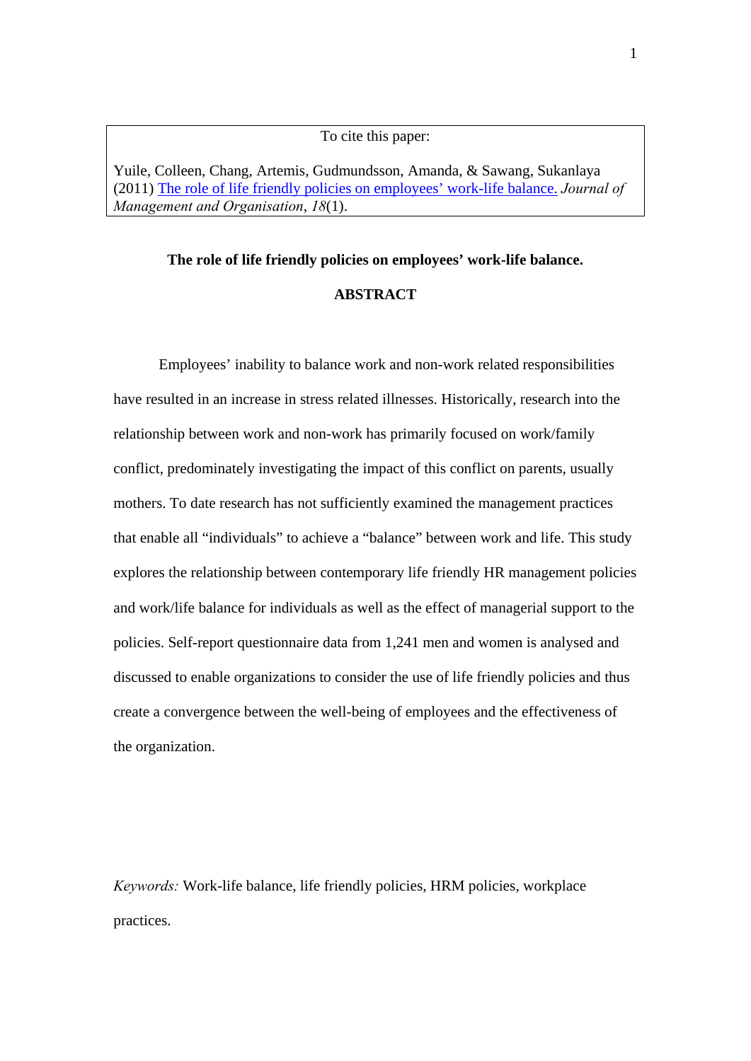To cite this paper:

Yuile, Colleen, Chang, Artemis, Gudmundsson, Amanda, & Sawang, Sukanlaya (2011) The role of life friendly policies on employees' work-life balance. *Journal of Management and Organisation*, *18*(1).

**The role of life friendly policies on employees' work-life balance.**

**ABSTRACT**

Employees' inability to balance work and non-work related responsibilities have resulted in an increase in stress related illnesses. Historically, research into the relationship between work and non-work has primarily focused on work/family conflict, predominately investigating the impact of this conflict on parents, usually mothers. To date research has not sufficiently examined the management practices that enable all "individuals" to achieve a "balance" between work and life. This study explores the relationship between contemporary life friendly HR management policies and work/life balance for individuals as well as the effect of managerial support to the policies. Self-report questionnaire data from 1,241 men and women is analysed and discussed to enable organizations to consider the use of life friendly policies and thus create a convergence between the well-being of employees and the effectiveness of the organization.

*Keywords:* Work-life balance, life friendly policies, HRM policies, workplace practices.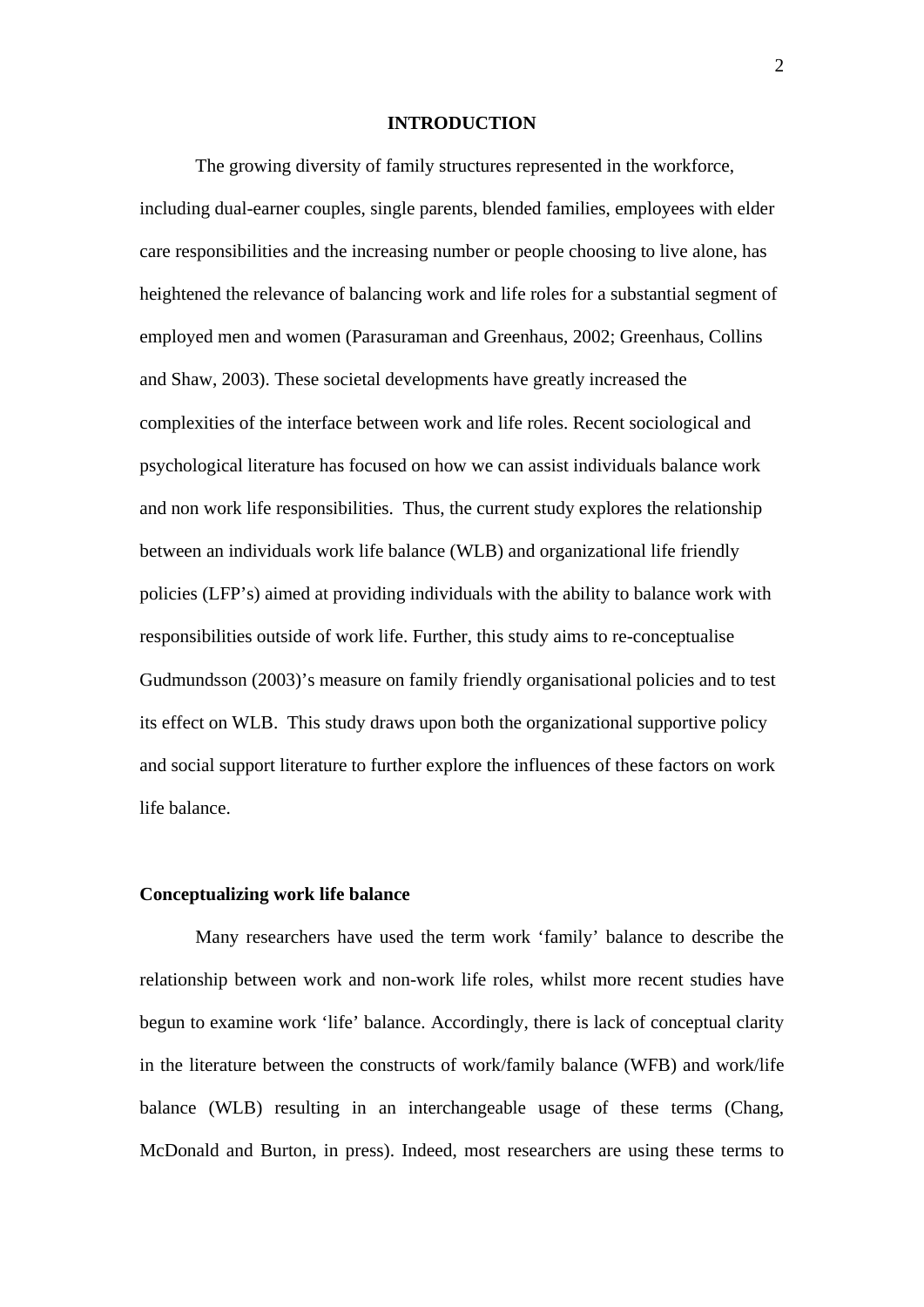# INTRODUCTION

The growing diversity of family structures represented in the workforce, including dual-earner couples, single parents, blended families, employees with elder care responsibilities and the increasing number or people choosing to live alone, has heightened the relevance of balancing work and life roles for a substantial segment of employed men and women (Parasuraman and Greenhaus, 2002; Greenhaus, Collins and Shaw, 2003). These societal developments have greatly increased the complexities of the interface between work and life roles. Recent sociological and psychological literature has focused on how we can assist individuals balance work and non work life responsibilities.  Thus, the current study explores the relationship between an individuals work life balance (WLB) and organizational life friendly policies (LFP's) aimed at providing individuals with the ability to balance work with responsibilities outside of work life. Further, this study aims to re-conceptualise Gudmundsson (2003)'s measure on family friendly organisational policies and to test its effect on WLB.  This study draws upon both the organizational supportive policy and social support literature to further explore the influences of these factors on work life balance.

## Conceptualizing work life balance

Many researchers have used the term work 'family' balance to describe the relationship between work and non-work life roles, whilst more recent studies have begun to examine work 'life' balance. Accordingly, there is lack of conceptual clarity in the literature between the constructs of work/family balance (WFB) and work/life balance (WLB) resulting in an interchangeable usage of these terms (Chang, McDonald and Burton, in press). Indeed, most researchers are using these terms to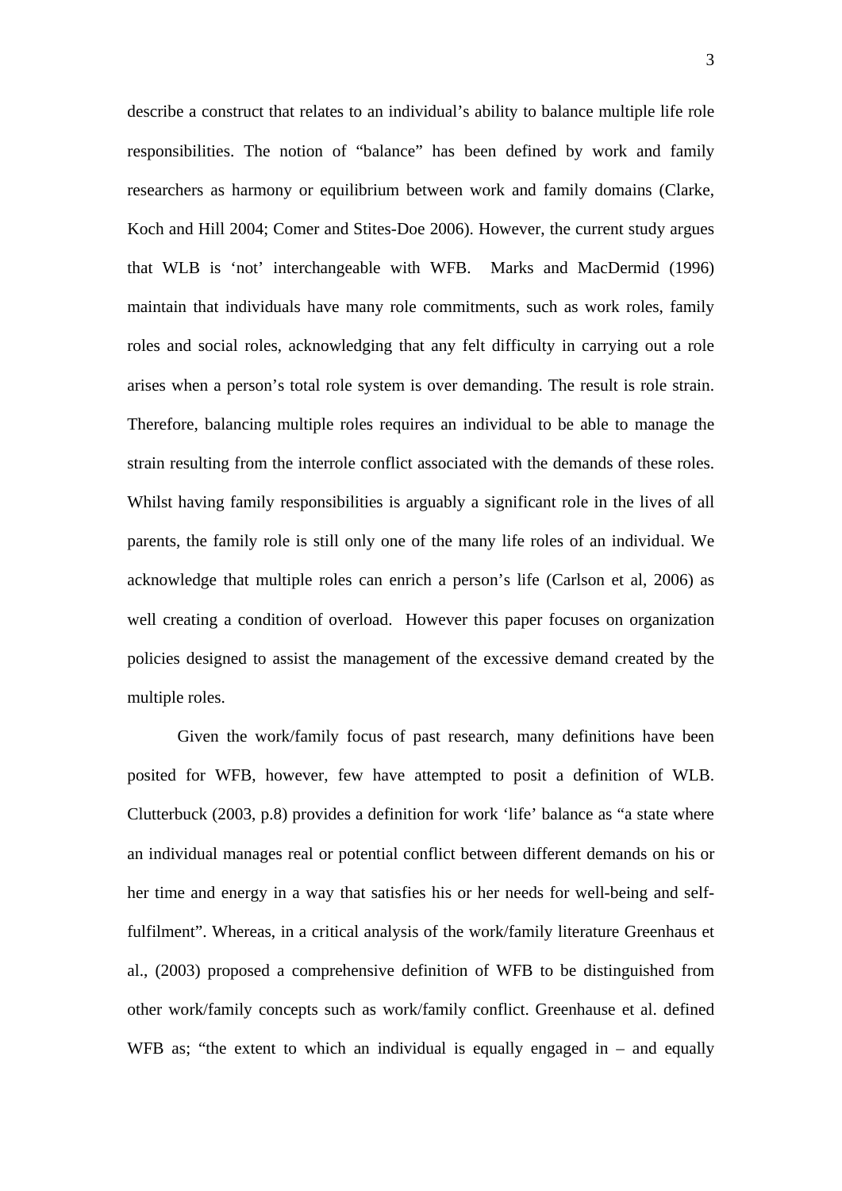describe a construct that relates to an individual's ability to balance multiple life role responsibilities. The notion of "balance" has been defined by work and family researchers as harmony or equilibrium between work and family domains (Clarke, Koch and Hill 2004; Comer and Stites-Doe 2006). However, the current study argues that WLB is 'not' interchangeable with WFB. Marks and MacDermid (1996) maintain that individuals have many role commitments, such as work roles, family roles and social roles, acknowledging that any felt difficulty in carrying out a role arises when a person's total role system is over demanding. The result is role strain. Therefore, balancing multiple roles requires an individual to be able to manage the strain resulting from the interrole conflict associated with the demands of these roles. Whilst having family responsibilities is arguably a significant role in the lives of all parents, the family role is still only one of the many life roles of an individual. We acknowledge that multiple roles can enrich a person's life (Carlson et al, 2006) as well creating a condition of overload. However this paper focuses on organization policies designed to assist the management of the excessive demand created by the multiple roles.

Given the work/family focus of past research, many definitions have been posited for WFB, however, few have attempted to posit a definition of WLB. Clutterbuck (2003, p.8) provides a definition for work 'life' balance as "a state where an individual manages real or potential conflict between different demands on his or her time and energy in a way that satisfies his or her needs for well-being and self-fulfilment". Whereas, in a critical analysis of the work/family literature Greenhaus et al., (2003) proposed a comprehensive definition of WFB to be distinguished from other work/family concepts such as work/family conflict. Greenhause et al. defined WFB as; "the extent to which an individual is equally engaged in – and equally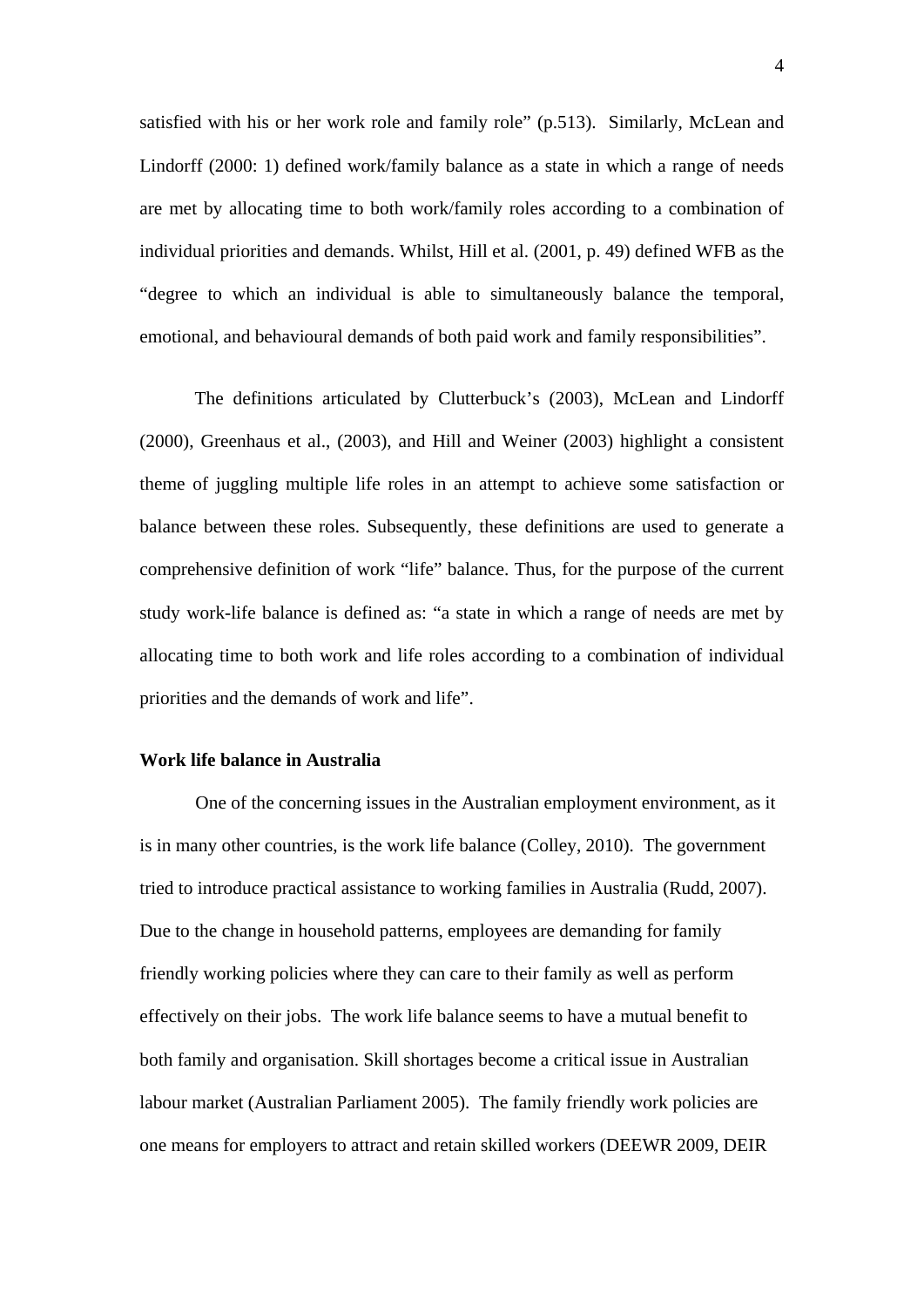satisfied with his or her work role and family role" (p.513). Similarly, McLean and Lindorff (2000: 1) defined work/family balance as a state in which a range of needs are met by allocating time to both work/family roles according to a combination of individual priorities and demands. Whilst, Hill et al. (2001, p. 49) defined WFB as the "degree to which an individual is able to simultaneously balance the temporal, emotional, and behavioural demands of both paid work and family responsibilities".

The definitions articulated by Clutterbuck's (2003), McLean and Lindorff (2000), Greenhaus et al., (2003), and Hill and Weiner (2003) highlight a consistent theme of juggling multiple life roles in an attempt to achieve some satisfaction or balance between these roles. Subsequently, these definitions are used to generate a comprehensive definition of work "life" balance. Thus, for the purpose of the current study work-life balance is defined as: "a state in which a range of needs are met by allocating time to both work and life roles according to a combination of individual priorities and the demands of work and life".

**Work life balance in Australia**

One of the concerning issues in the Australian employment environment, as it is in many other countries, is the work life balance (Colley, 2010). The government tried to introduce practical assistance to working families in Australia (Rudd, 2007). Due to the change in household patterns, employees are demanding for family friendly working policies where they can care to their family as well as perform effectively on their jobs. The work life balance seems to have a mutual benefit to both family and organisation. Skill shortages become a critical issue in Australian labour market (Australian Parliament 2005). The family friendly work policies are one means for employers to attract and retain skilled workers (DEEWR 2009, DEIR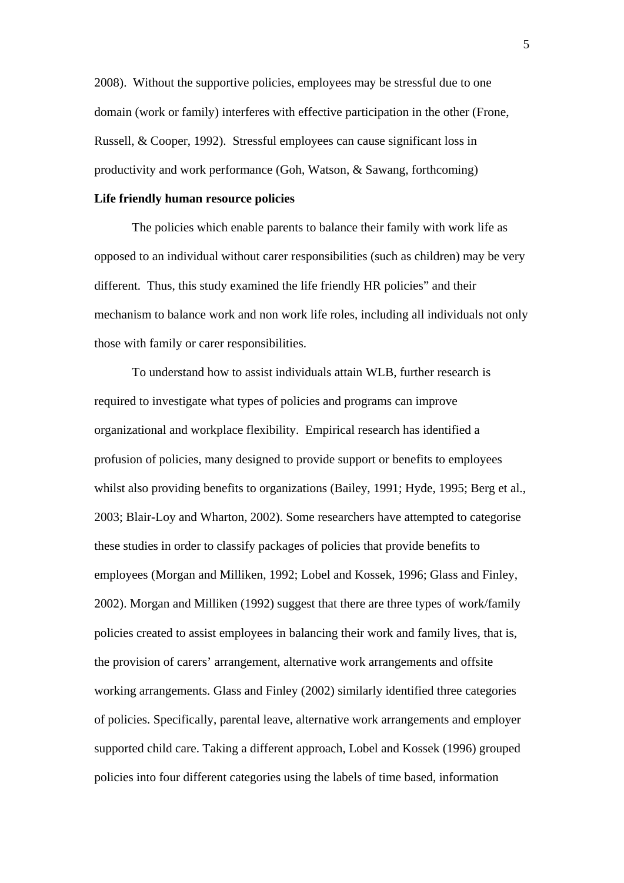2008). Without the supportive policies, employees may be stressful due to one domain (work or family) interferes with effective participation in the other (Frone, Russell, & Cooper, 1992). Stressful employees can cause significant loss in productivity and work performance (Goh, Watson, & Sawang, forthcoming)

**Life friendly human resource policies**

The policies which enable parents to balance their family with work life as opposed to an individual without carer responsibilities (such as children) may be very different. Thus, this study examined the life friendly HR policies" and their mechanism to balance work and non work life roles, including all individuals not only those with family or carer responsibilities.

To understand how to assist individuals attain WLB, further research is required to investigate what types of policies and programs can improve organizational and workplace flexibility. Empirical research has identified a profusion of policies, many designed to provide support or benefits to employees whilst also providing benefits to organizations (Bailey, 1991; Hyde, 1995; Berg et al., 2003; Blair-Loy and Wharton, 2002). Some researchers have attempted to categorise these studies in order to classify packages of policies that provide benefits to employees (Morgan and Milliken, 1992; Lobel and Kossek, 1996; Glass and Finley, 2002). Morgan and Milliken (1992) suggest that there are three types of work/family policies created to assist employees in balancing their work and family lives, that is, the provision of carers' arrangement, alternative work arrangements and offsite working arrangements. Glass and Finley (2002) similarly identified three categories of policies. Specifically, parental leave, alternative work arrangements and employer supported child care. Taking a different approach, Lobel and Kossek (1996) grouped policies into four different categories using the labels of time based, information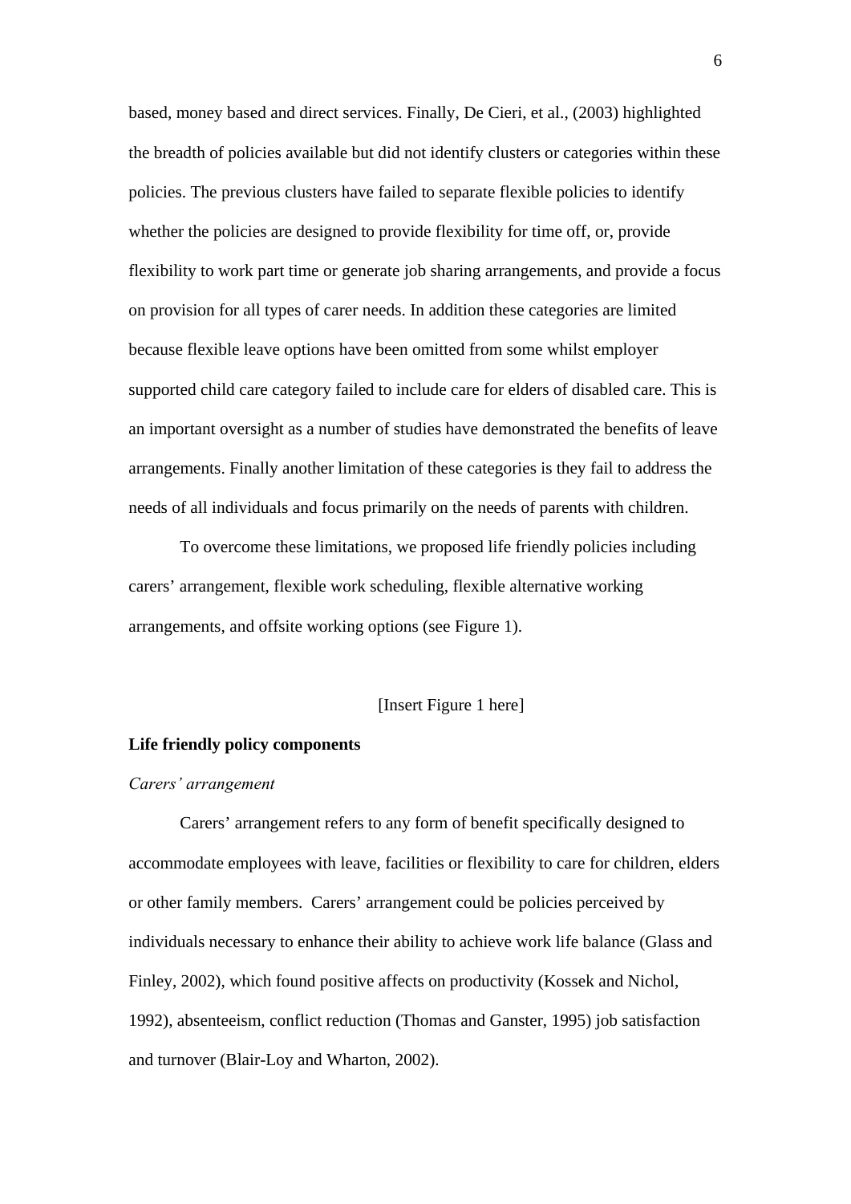based, money based and direct services. Finally, De Cieri, et al., (2003) highlighted the breadth of policies available but did not identify clusters or categories within these policies. The previous clusters have failed to separate flexible policies to identify whether the policies are designed to provide flexibility for time off, or, provide flexibility to work part time or generate job sharing arrangements, and provide a focus on provision for all types of carer needs. In addition these categories are limited because flexible leave options have been omitted from some whilst employer supported child care category failed to include care for elders of disabled care. This is an important oversight as a number of studies have demonstrated the benefits of leave arrangements. Finally another limitation of these categories is they fail to address the needs of all individuals and focus primarily on the needs of parents with children.

To overcome these limitations, we proposed life friendly policies including carers' arrangement, flexible work scheduling, flexible alternative working arrangements, and offsite working options (see Figure 1).

[Insert Figure 1 here]

**Life friendly policy components**

*Carers' arrangement*

Carers' arrangement refers to any form of benefit specifically designed to accommodate employees with leave, facilities or flexibility to care for children, elders or other family members. Carers' arrangement could be policies perceived by individuals necessary to enhance their ability to achieve work life balance (Glass and Finley, 2002), which found positive affects on productivity (Kossek and Nichol, 1992), absenteeism, conflict reduction (Thomas and Ganster, 1995) job satisfaction and turnover (Blair-Loy and Wharton, 2002).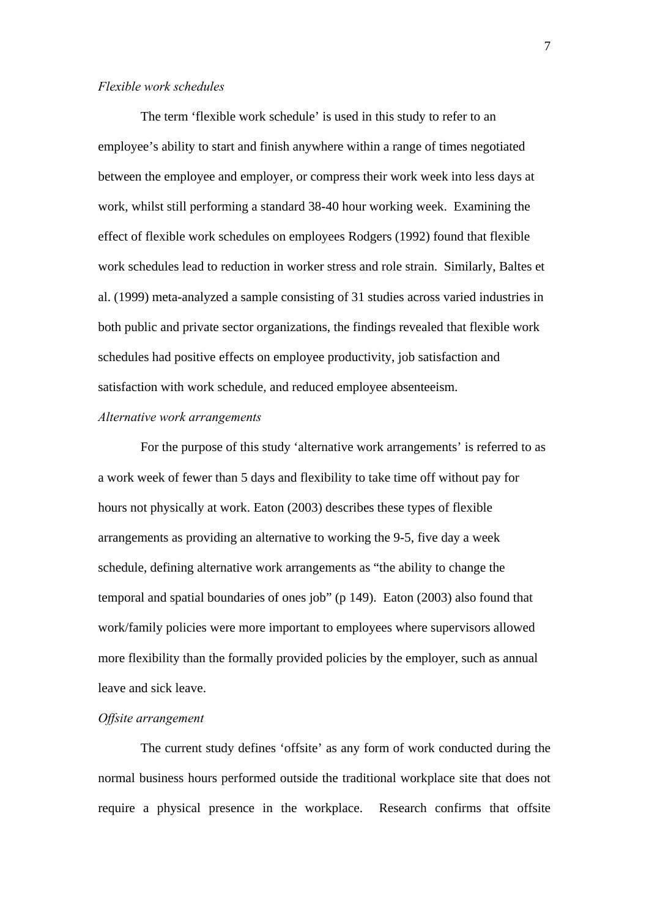*Flexible work schedules*

The term 'flexible work schedule' is used in this study to refer to an employee's ability to start and finish anywhere within a range of times negotiated between the employee and employer, or compress their work week into less days at work, whilst still performing a standard 38-40 hour working week. Examining the effect of flexible work schedules on employees Rodgers (1992) found that flexible work schedules lead to reduction in worker stress and role strain. Similarly, Baltes et al. (1999) meta-analyzed a sample consisting of 31 studies across varied industries in both public and private sector organizations, the findings revealed that flexible work schedules had positive effects on employee productivity, job satisfaction and satisfaction with work schedule, and reduced employee absenteeism.

*Alternative work arrangements*

For the purpose of this study 'alternative work arrangements' is referred to as a work week of fewer than 5 days and flexibility to take time off without pay for hours not physically at work. Eaton (2003) describes these types of flexible arrangements as providing an alternative to working the 9-5, five day a week schedule, defining alternative work arrangements as "the ability to change the temporal and spatial boundaries of ones job" (p 149). Eaton (2003) also found that work/family policies were more important to employees where supervisors allowed more flexibility than the formally provided policies by the employer, such as annual leave and sick leave.

*Offsite arrangement*

The current study defines 'offsite' as any form of work conducted during the normal business hours performed outside the traditional workplace site that does not require a physical presence in the workplace. Research confirms that offsite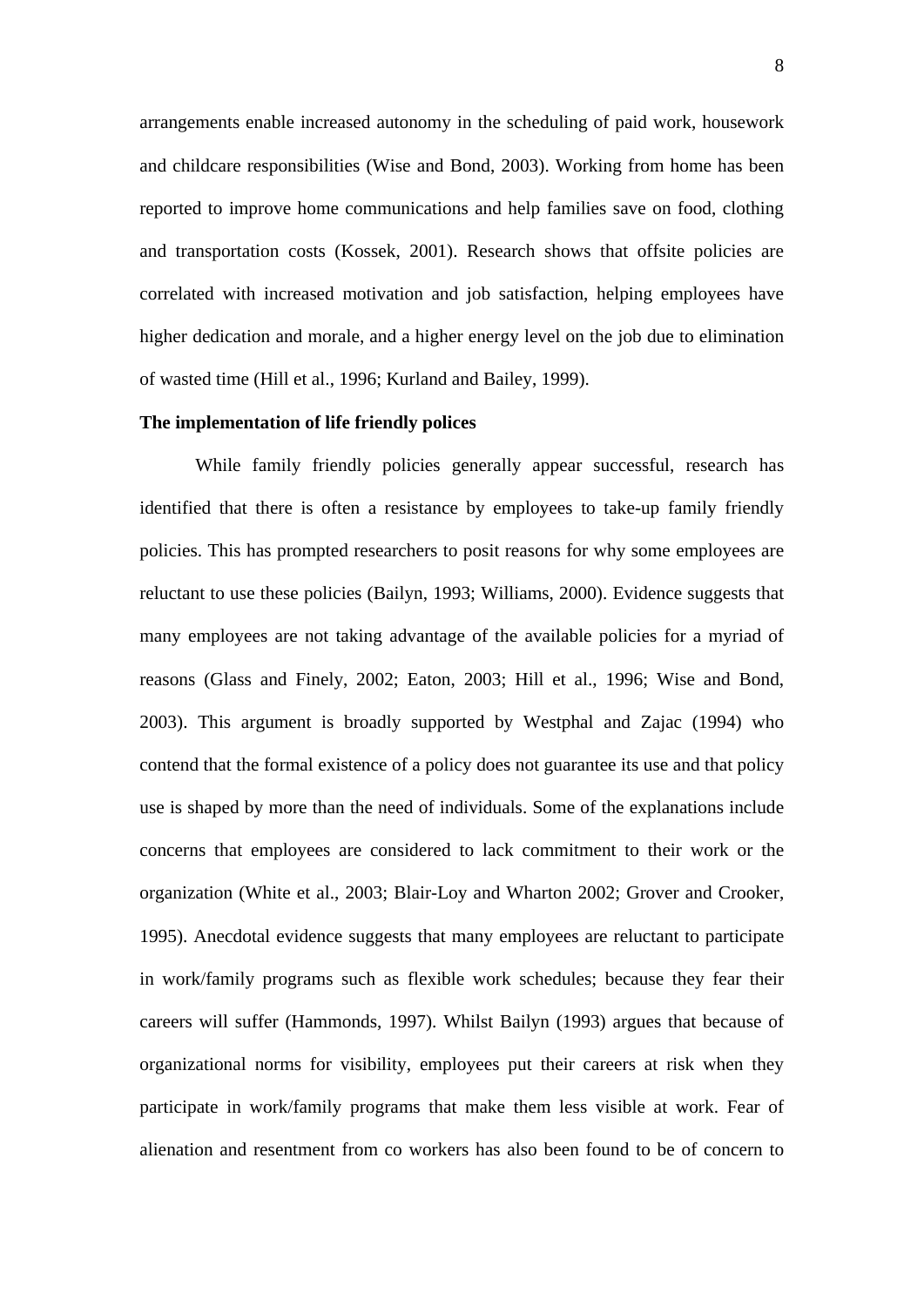arrangements enable increased autonomy in the scheduling of paid work, housework and childcare responsibilities (Wise and Bond, 2003). Working from home has been reported to improve home communications and help families save on food, clothing and transportation costs (Kossek, 2001). Research shows that offsite policies are correlated with increased motivation and job satisfaction, helping employees have higher dedication and morale, and a higher energy level on the job due to elimination of wasted time (Hill et al., 1996; Kurland and Bailey, 1999).

**The implementation of life friendly polices**

While family friendly policies generally appear successful, research has identified that there is often a resistance by employees to take-up family friendly policies. This has prompted researchers to posit reasons for why some employees are reluctant to use these policies (Bailyn, 1993; Williams, 2000). Evidence suggests that many employees are not taking advantage of the available policies for a myriad of reasons (Glass and Finely, 2002; Eaton, 2003; Hill et al., 1996; Wise and Bond, 2003). This argument is broadly supported by Westphal and Zajac (1994) who contend that the formal existence of a policy does not guarantee its use and that policy use is shaped by more than the need of individuals. Some of the explanations include concerns that employees are considered to lack commitment to their work or the organization (White et al., 2003; Blair-Loy and Wharton 2002; Grover and Crooker, 1995). Anecdotal evidence suggests that many employees are reluctant to participate in work/family programs such as flexible work schedules; because they fear their careers will suffer (Hammonds, 1997). Whilst Bailyn (1993) argues that because of organizational norms for visibility, employees put their careers at risk when they participate in work/family programs that make them less visible at work. Fear of alienation and resentment from co workers has also been found to be of concern to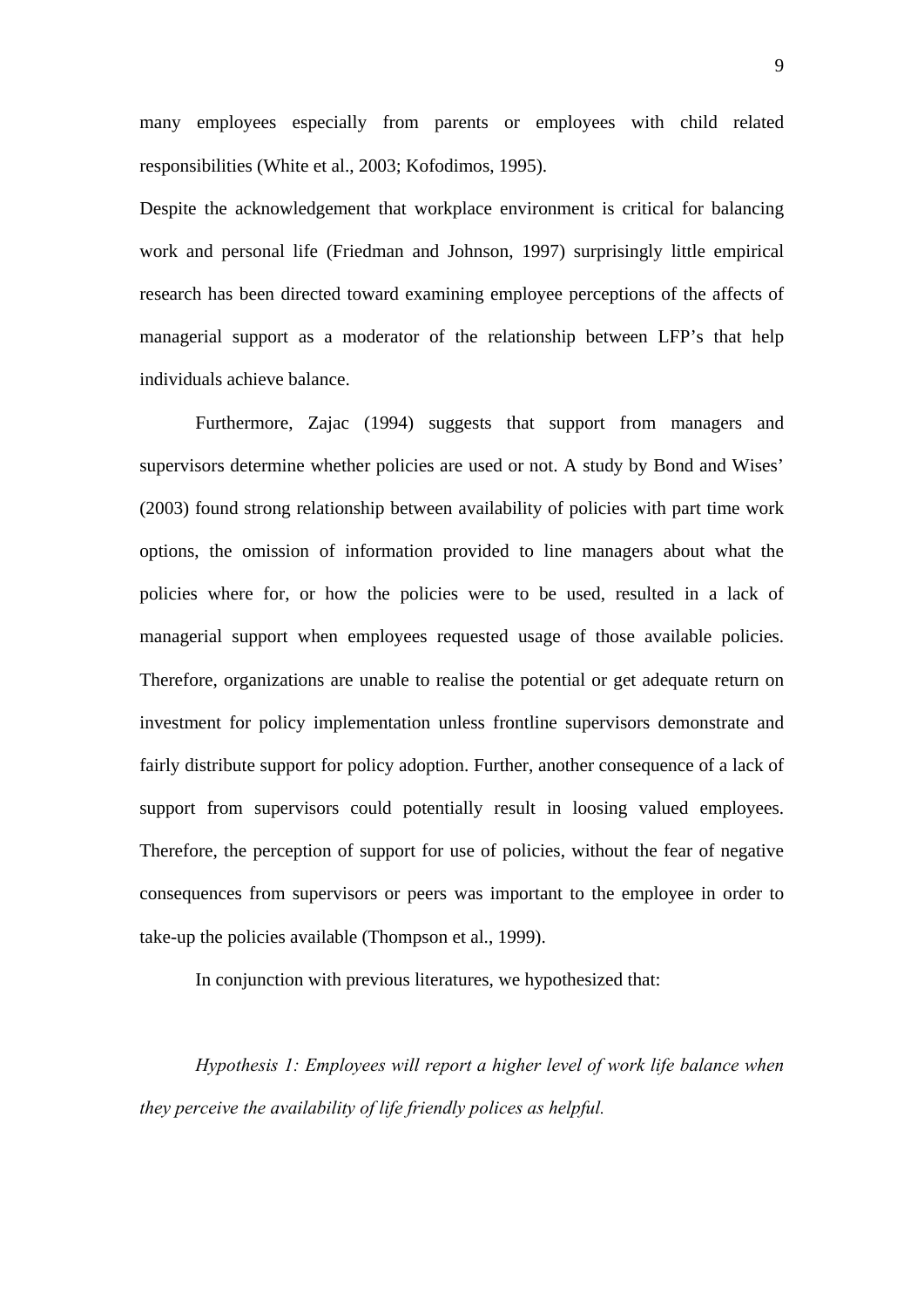many employees especially from parents or employees with child related responsibilities (White et al., 2003; Kofodimos, 1995).

Despite the acknowledgement that workplace environment is critical for balancing work and personal life (Friedman and Johnson, 1997) surprisingly little empirical research has been directed toward examining employee perceptions of the affects of managerial support as a moderator of the relationship between LFP's that help individuals achieve balance.

Furthermore, Zajac (1994) suggests that support from managers and supervisors determine whether policies are used or not. A study by Bond and Wises' (2003) found strong relationship between availability of policies with part time work options, the omission of information provided to line managers about what the policies where for, or how the policies were to be used, resulted in a lack of managerial support when employees requested usage of those available policies. Therefore, organizations are unable to realise the potential or get adequate return on investment for policy implementation unless frontline supervisors demonstrate and fairly distribute support for policy adoption. Further, another consequence of a lack of support from supervisors could potentially result in loosing valued employees. Therefore, the perception of support for use of policies, without the fear of negative consequences from supervisors or peers was important to the employee in order to take-up the policies available (Thompson et al., 1999).

In conjunction with previous literatures, we hypothesized that:

*Hypothesis 1: Employees will report a higher level of work life balance when they perceive the availability of life friendly polices as helpful.*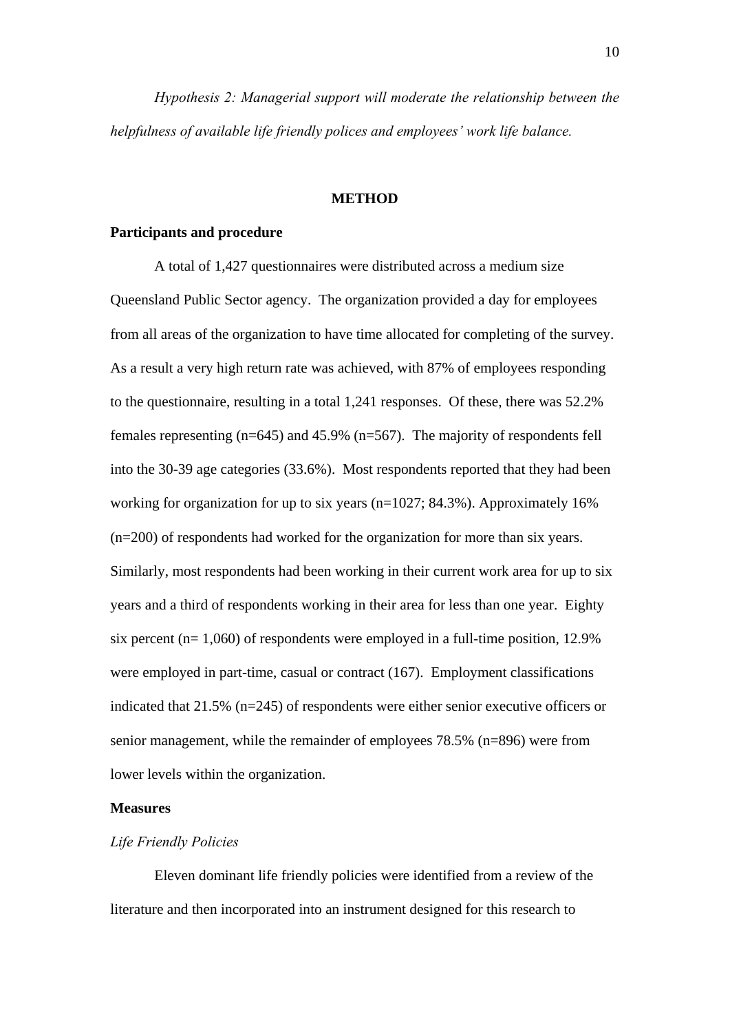*Hypothesis 2: Managerial support will moderate the relationship between the helpfulness of available life friendly polices and employees' work life balance.*

## METHOD

### Participants and procedure

A total of 1,427 questionnaires were distributed across a medium size Queensland Public Sector agency. The organization provided a day for employees from all areas of the organization to have time allocated for completing of the survey. As a result a very high return rate was achieved, with 87% of employees responding to the questionnaire, resulting in a total 1,241 responses. Of these, there was 52.2% females representing (n=645) and 45.9% (n=567). The majority of respondents fell into the 30-39 age categories (33.6%). Most respondents reported that they had been working for organization for up to six years (n=1027; 84.3%). Approximately 16% (n=200) of respondents had worked for the organization for more than six years. Similarly, most respondents had been working in their current work area for up to six years and a third of respondents working in their area for less than one year. Eighty six percent (n= 1,060) of respondents were employed in a full-time position, 12.9% were employed in part-time, casual or contract (167). Employment classifications indicated that 21.5% (n=245) of respondents were either senior executive officers or senior management, while the remainder of employees 78.5% (n=896) were from lower levels within the organization.

### Measures

*Life Friendly Policies*

Eleven dominant life friendly policies were identified from a review of the literature and then incorporated into an instrument designed for this research to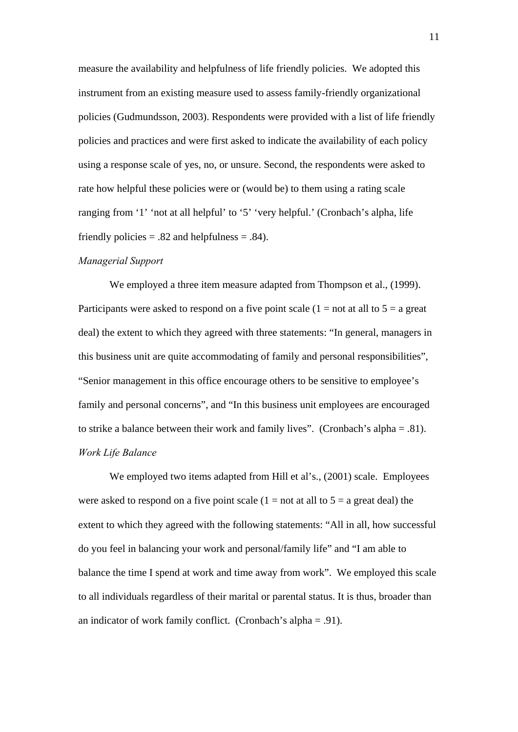measure the availability and helpfulness of life friendly policies. We adopted this instrument from an existing measure used to assess family-friendly organizational policies (Gudmundsson, 2003). Respondents were provided with a list of life friendly policies and practices and were first asked to indicate the availability of each policy using a response scale of yes, no, or unsure. Second, the respondents were asked to rate how helpful these policies were or (would be) to them using a rating scale ranging from '1' 'not at all helpful' to '5' 'very helpful.' (Cronbach's alpha, life friendly policies = .82 and helpfulness = .84).

*Managerial Support*

We employed a three item measure adapted from Thompson et al., (1999). Participants were asked to respond on a five point scale (1 = not at all to 5 = a great deal) the extent to which they agreed with three statements: "In general, managers in this business unit are quite accommodating of family and personal responsibilities", "Senior management in this office encourage others to be sensitive to employee's family and personal concerns", and "In this business unit employees are encouraged to strike a balance between their work and family lives". (Cronbach's alpha = .81).

*Work Life Balance*

We employed two items adapted from Hill et al's., (2001) scale. Employees were asked to respond on a five point scale (1 = not at all to 5 = a great deal) the extent to which they agreed with the following statements: "All in all, how successful do you feel in balancing your work and personal/family life" and "I am able to balance the time I spend at work and time away from work". We employed this scale to all individuals regardless of their marital or parental status. It is thus, broader than an indicator of work family conflict. (Cronbach's alpha = .91).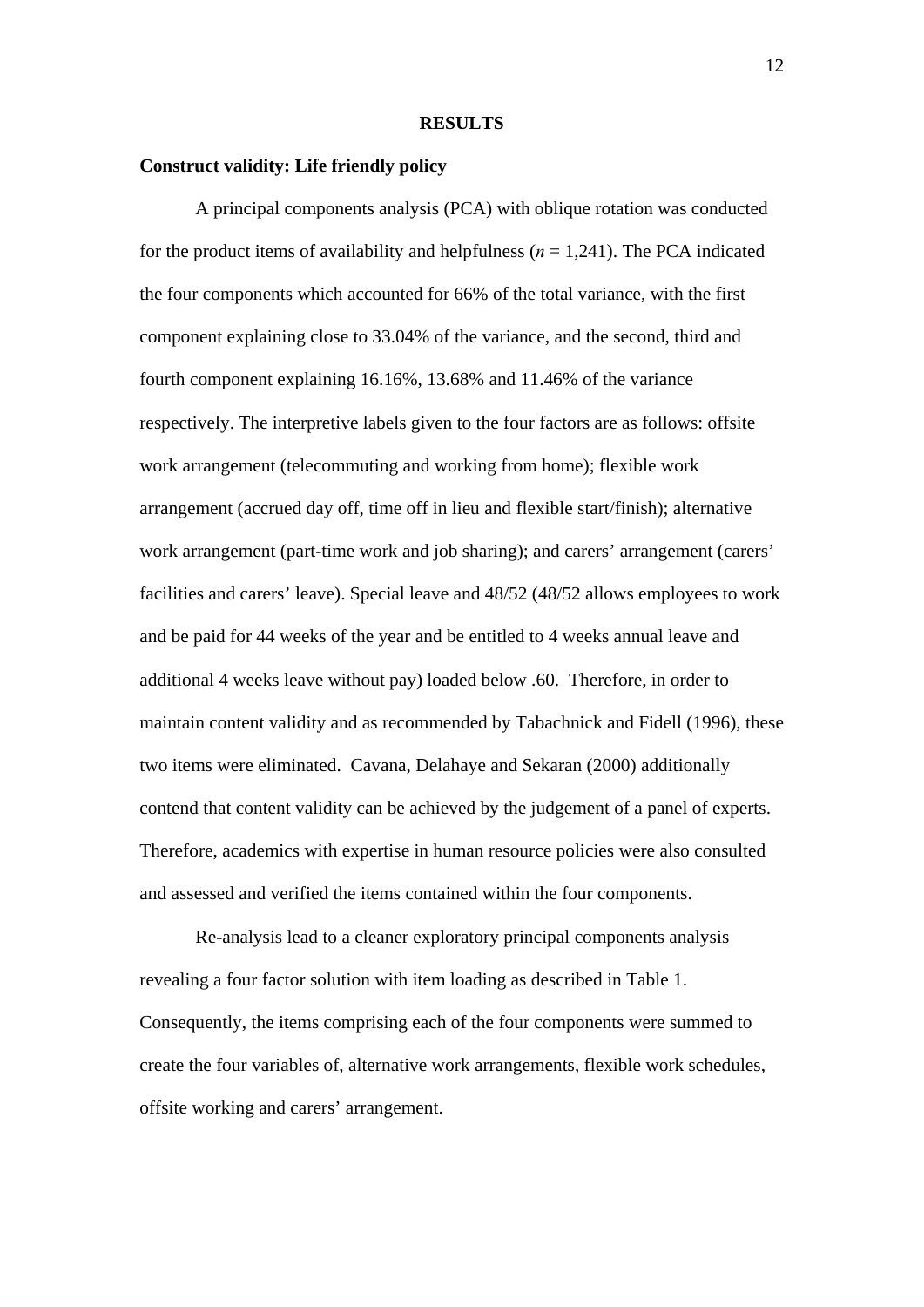# RESULTS

## Construct validity: Life friendly policy

A principal components analysis (PCA) with oblique rotation was conducted for the product items of availability and helpfulness (*n* = 1,241). The PCA indicated the four components which accounted for 66% of the total variance, with the first component explaining close to 33.04% of the variance, and the second, third and fourth component explaining 16.16%, 13.68% and 11.46% of the variance respectively. The interpretive labels given to the four factors are as follows: offsite work arrangement (telecommuting and working from home); flexible work arrangement (accrued day off, time off in lieu and flexible start/finish); alternative work arrangement (part-time work and job sharing); and carers' arrangement (carers' facilities and carers' leave). Special leave and 48/52 (48/52 allows employees to work and be paid for 44 weeks of the year and be entitled to 4 weeks annual leave and additional 4 weeks leave without pay) loaded below .60. Therefore, in order to maintain content validity and as recommended by Tabachnick and Fidell (1996), these two items were eliminated. Cavana, Delahaye and Sekaran (2000) additionally contend that content validity can be achieved by the judgement of a panel of experts. Therefore, academics with expertise in human resource policies were also consulted and assessed and verified the items contained within the four components.

Re-analysis lead to a cleaner exploratory principal components analysis revealing a four factor solution with item loading as described in Table 1. Consequently, the items comprising each of the four components were summed to create the four variables of, alternative work arrangements, flexible work schedules, offsite working and carers' arrangement.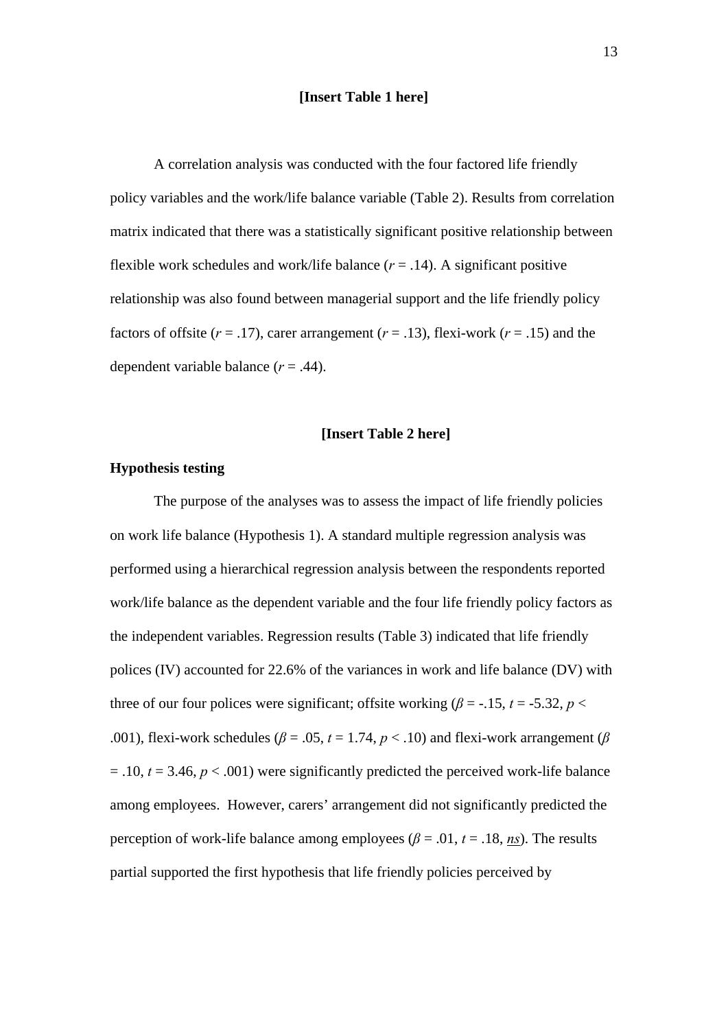**[Insert Table 1 here]**

A correlation analysis was conducted with the four factored life friendly policy variables and the work/life balance variable (Table 2). Results from correlation matrix indicated that there was a statistically significant positive relationship between flexible work schedules and work/life balance ($r$ = .14). A significant positive relationship was also found between managerial support and the life friendly policy factors of offsite ($r$ = .17), carer arrangement ($r$ = .13), flexi-work ($r$ = .15) and the dependent variable balance ($r$ = .44).

**[Insert Table 2 here]**

**Hypothesis testing**

The purpose of the analyses was to assess the impact of life friendly policies on work life balance (Hypothesis 1). A standard multiple regression analysis was performed using a hierarchical regression analysis between the respondents reported work/life balance as the dependent variable and the four life friendly policy factors as the independent variables. Regression results (Table 3) indicated that life friendly polices (IV) accounted for 22.6% of the variances in work and life balance (DV) with three of our four polices were significant; offsite working ($\beta$ = -.15, $t$ = -5.32, $p$ < .001), flexi-work schedules ($\beta$ = .05, $t$ = 1.74, $p$ < .10) and flexi-work arrangement ($\beta$ = .10, $t$ = 3.46, $p$ < .001) were significantly predicted the perceived work-life balance among employees. However, carers' arrangement did not significantly predicted the perception of work-life balance among employees ($\beta$ = .01, $t$ = .18, *ns*). The results partial supported the first hypothesis that life friendly policies perceived by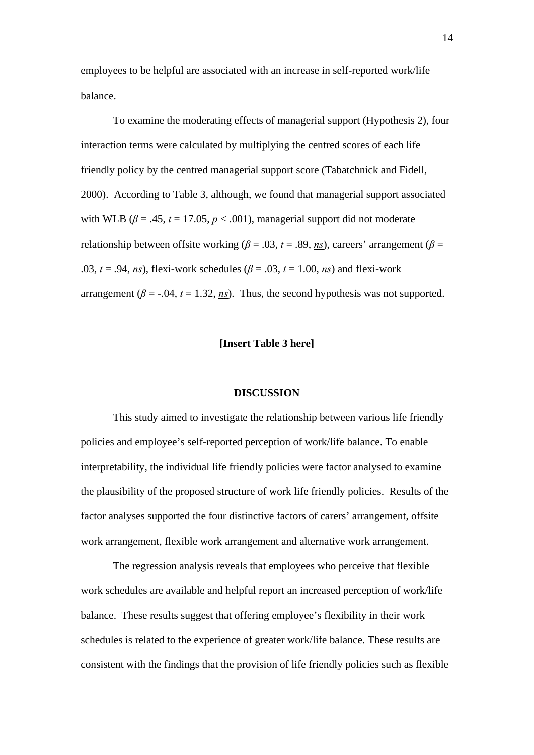employees to be helpful are associated with an increase in self-reported work/life balance.

To examine the moderating effects of managerial support (Hypothesis 2), four interaction terms were calculated by multiplying the centred scores of each life friendly policy by the centred managerial support score (Tabatchnick and Fidell, 2000). According to Table 3, although, we found that managerial support associated with WLB ($\beta$ = .45, $t$ = 17.05, $p$ < .001), managerial support did not moderate relationship between offsite working ($\beta$ = .03, $t$ = .89, *ns*), careers' arrangement ($\beta$ = .03, $t$ = .94, *ns*), flexi-work schedules ($\beta$ = .03, $t$ = 1.00, *ns*) and flexi-work arrangement ($\beta$ = -.04, $t$ = 1.32, *ns*). Thus, the second hypothesis was not supported.

**[Insert Table 3 here]**

## DISCUSSION

This study aimed to investigate the relationship between various life friendly policies and employee's self-reported perception of work/life balance. To enable interpretability, the individual life friendly policies were factor analysed to examine the plausibility of the proposed structure of work life friendly policies. Results of the factor analyses supported the four distinctive factors of carers' arrangement, offsite work arrangement, flexible work arrangement and alternative work arrangement.

The regression analysis reveals that employees who perceive that flexible work schedules are available and helpful report an increased perception of work/life balance. These results suggest that offering employee's flexibility in their work schedules is related to the experience of greater work/life balance. These results are consistent with the findings that the provision of life friendly policies such as flexible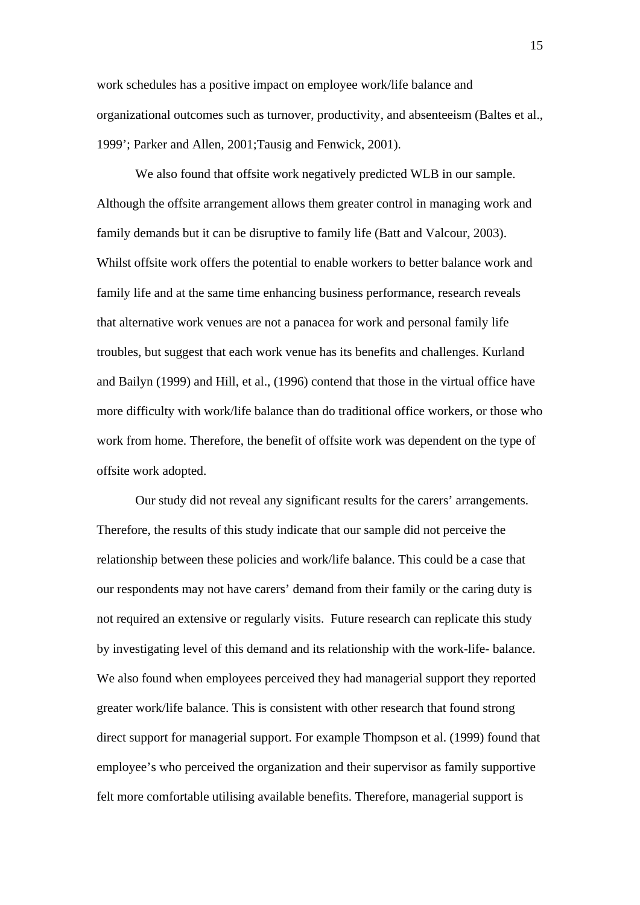work schedules has a positive impact on employee work/life balance and organizational outcomes such as turnover, productivity, and absenteeism (Baltes et al., 1999'; Parker and Allen, 2001;Tausig and Fenwick, 2001).

We also found that offsite work negatively predicted WLB in our sample. Although the offsite arrangement allows them greater control in managing work and family demands but it can be disruptive to family life (Batt and Valcour, 2003). Whilst offsite work offers the potential to enable workers to better balance work and family life and at the same time enhancing business performance, research reveals that alternative work venues are not a panacea for work and personal family life troubles, but suggest that each work venue has its benefits and challenges. Kurland and Bailyn (1999) and Hill, et al., (1996) contend that those in the virtual office have more difficulty with work/life balance than do traditional office workers, or those who work from home. Therefore, the benefit of offsite work was dependent on the type of offsite work adopted.

Our study did not reveal any significant results for the carers' arrangements. Therefore, the results of this study indicate that our sample did not perceive the relationship between these policies and work/life balance. This could be a case that our respondents may not have carers' demand from their family or the caring duty is not required an extensive or regularly visits. Future research can replicate this study by investigating level of this demand and its relationship with the work-life- balance. We also found when employees perceived they had managerial support they reported greater work/life balance. This is consistent with other research that found strong direct support for managerial support. For example Thompson et al. (1999) found that employee's who perceived the organization and their supervisor as family supportive felt more comfortable utilising available benefits. Therefore, managerial support is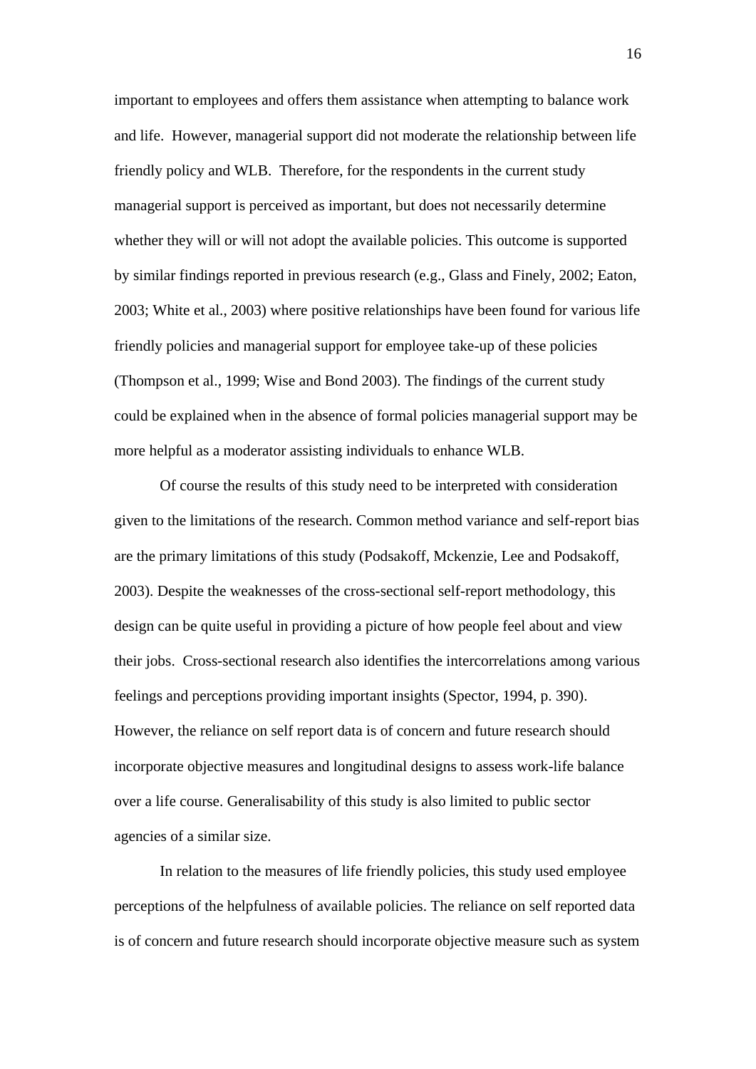important to employees and offers them assistance when attempting to balance work and life. However, managerial support did not moderate the relationship between life friendly policy and WLB. Therefore, for the respondents in the current study managerial support is perceived as important, but does not necessarily determine whether they will or will not adopt the available policies. This outcome is supported by similar findings reported in previous research (e.g., Glass and Finely, 2002; Eaton, 2003; White et al., 2003) where positive relationships have been found for various life friendly policies and managerial support for employee take-up of these policies (Thompson et al., 1999; Wise and Bond 2003). The findings of the current study could be explained when in the absence of formal policies managerial support may be more helpful as a moderator assisting individuals to enhance WLB.

Of course the results of this study need to be interpreted with consideration given to the limitations of the research. Common method variance and self-report bias are the primary limitations of this study (Podsakoff, Mckenzie, Lee and Podsakoff, 2003). Despite the weaknesses of the cross-sectional self-report methodology, this design can be quite useful in providing a picture of how people feel about and view their jobs. Cross-sectional research also identifies the intercorrelations among various feelings and perceptions providing important insights (Spector, 1994, p. 390). However, the reliance on self report data is of concern and future research should incorporate objective measures and longitudinal designs to assess work-life balance over a life course. Generalisability of this study is also limited to public sector agencies of a similar size.

In relation to the measures of life friendly policies, this study used employee perceptions of the helpfulness of available policies. The reliance on self reported data is of concern and future research should incorporate objective measure such as system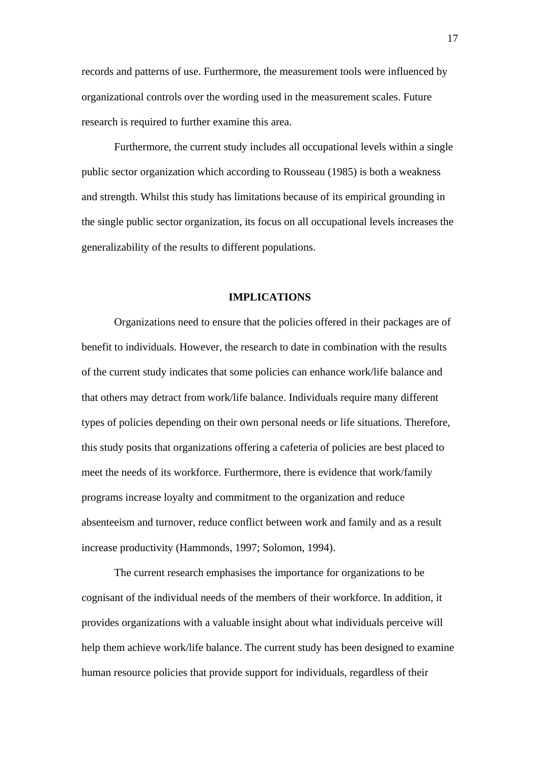records and patterns of use. Furthermore, the measurement tools were influenced by organizational controls over the wording used in the measurement scales. Future research is required to further examine this area.

Furthermore, the current study includes all occupational levels within a single public sector organization which according to Rousseau (1985) is both a weakness and strength. Whilst this study has limitations because of its empirical grounding in the single public sector organization, its focus on all occupational levels increases the generalizability of the results to different populations.

## IMPLICATIONS

Organizations need to ensure that the policies offered in their packages are of benefit to individuals. However, the research to date in combination with the results of the current study indicates that some policies can enhance work/life balance and that others may detract from work/life balance. Individuals require many different types of policies depending on their own personal needs or life situations. Therefore, this study posits that organizations offering a cafeteria of policies are best placed to meet the needs of its workforce. Furthermore, there is evidence that work/family programs increase loyalty and commitment to the organization and reduce absenteeism and turnover, reduce conflict between work and family and as a result increase productivity (Hammonds, 1997; Solomon, 1994).

The current research emphasises the importance for organizations to be cognisant of the individual needs of the members of their workforce. In addition, it provides organizations with a valuable insight about what individuals perceive will help them achieve work/life balance. The current study has been designed to examine human resource policies that provide support for individuals, regardless of their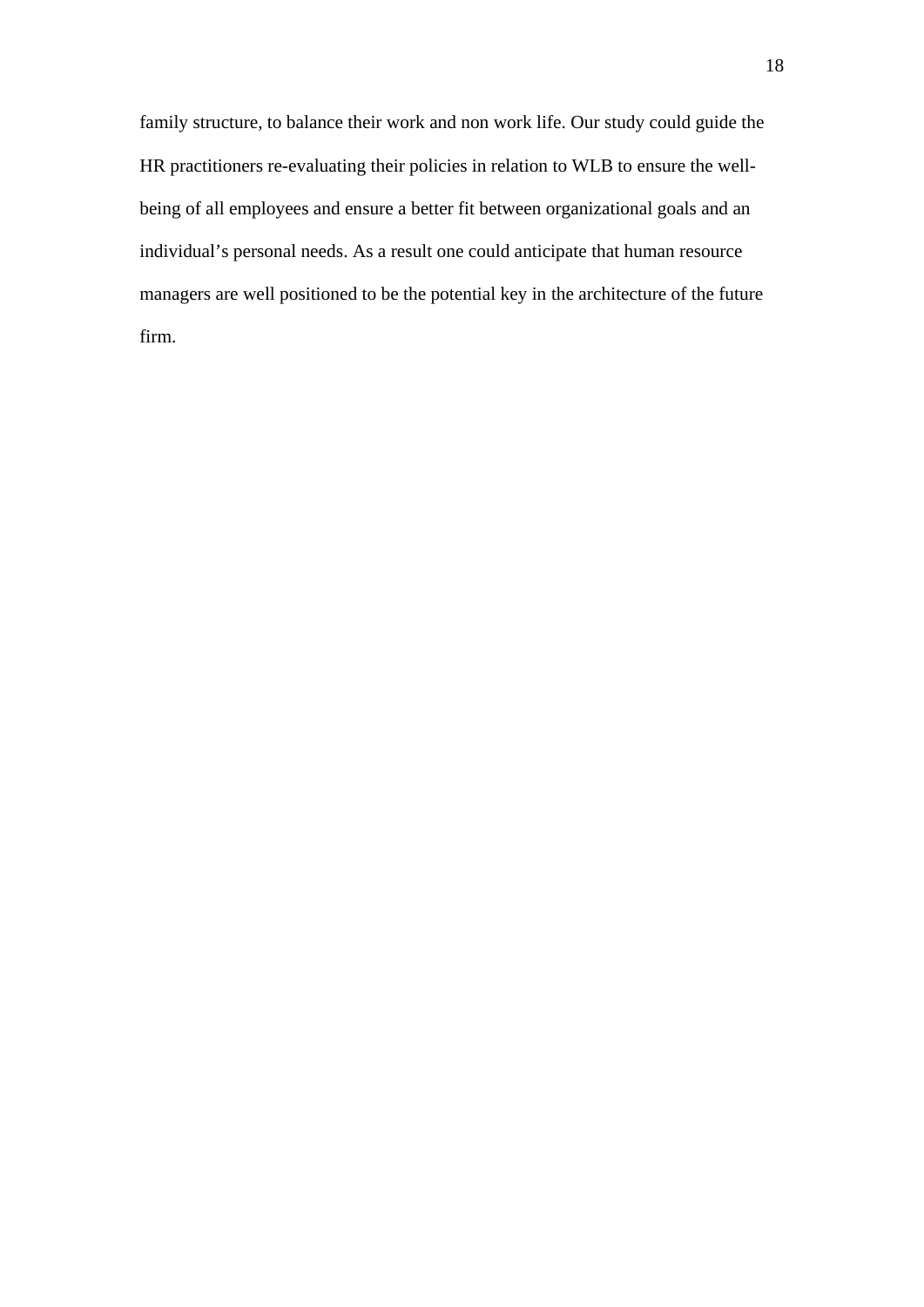family structure, to balance their work and non work life. Our study could guide the HR practitioners re-evaluating their policies in relation to WLB to ensure the well-being of all employees and ensure a better fit between organizational goals and an individual’s personal needs. As a result one could anticipate that human resource managers are well positioned to be the potential key in the architecture of the future firm.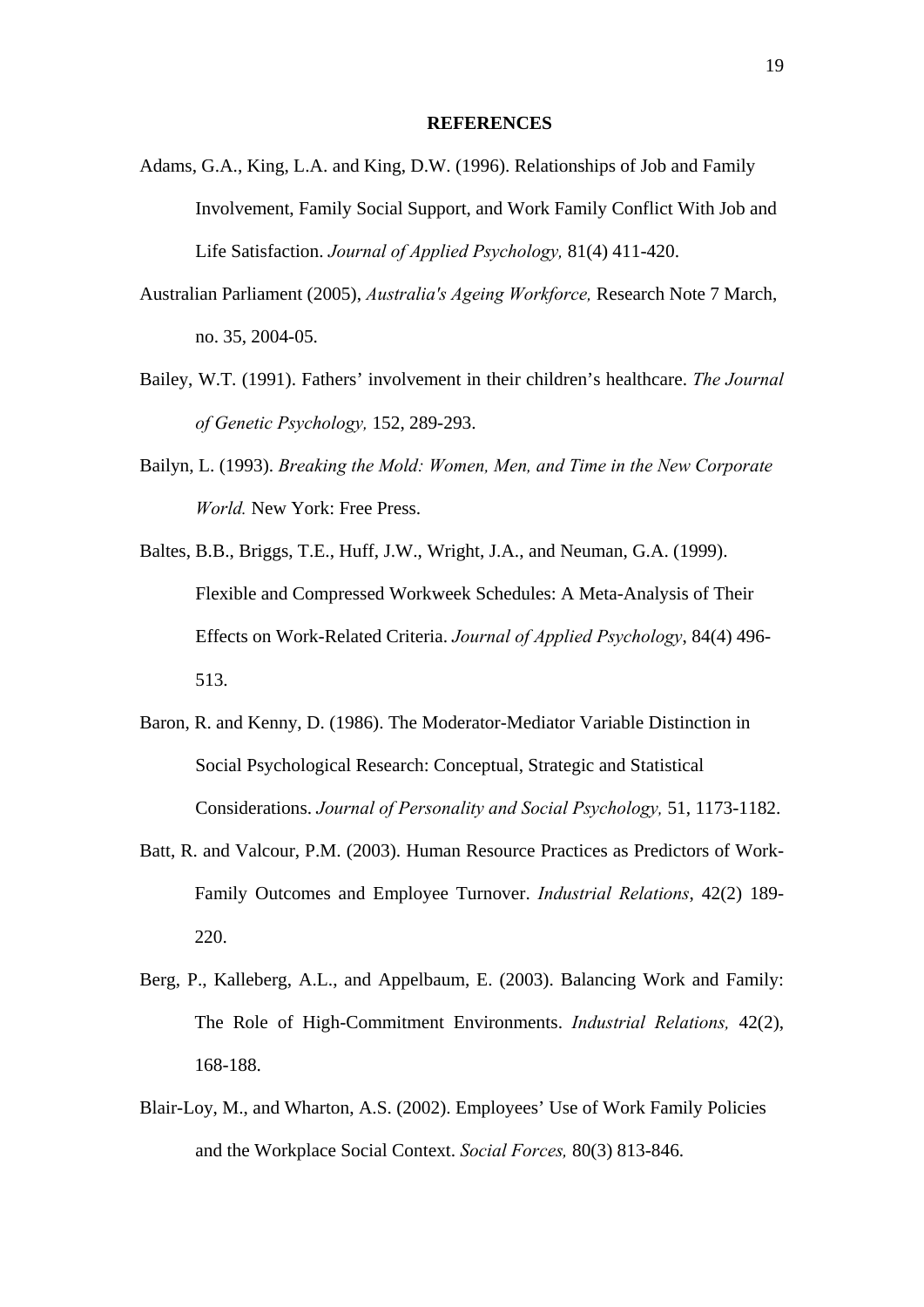## REFERENCES

Adams, G.A., King, L.A. and King, D.W. (1996). Relationships of Job and Family Involvement, Family Social Support, and Work Family Conflict With Job and Life Satisfaction. *Journal of Applied Psychology,* 81(4) 411-420.

Australian Parliament (2005), *Australia's Ageing Workforce,* Research Note 7 March, no. 35, 2004-05.

Bailey, W.T. (1991). Fathers' involvement in their children's healthcare. *The Journal of Genetic Psychology,* 152, 289-293.

Bailyn, L. (1993). *Breaking the Mold: Women, Men, and Time in the New Corporate World.* New York: Free Press.

Baltes, B.B., Briggs, T.E., Huff, J.W., Wright, J.A., and Neuman, G.A. (1999). Flexible and Compressed Workweek Schedules: A Meta-Analysis of Their Effects on Work-Related Criteria. *Journal of Applied Psychology*, 84(4) 496-513.

Baron, R. and Kenny, D. (1986). The Moderator-Mediator Variable Distinction in Social Psychological Research: Conceptual, Strategic and Statistical Considerations. *Journal of Personality and Social Psychology,* 51, 1173-1182.

Batt, R. and Valcour, P.M. (2003). Human Resource Practices as Predictors of Work-Family Outcomes and Employee Turnover. *Industrial Relations*, 42(2) 189-220.

Berg, P., Kalleberg, A.L., and Appelbaum, E. (2003). Balancing Work and Family: The Role of High-Commitment Environments. *Industrial Relations,* 42(2), 168-188.

Blair-Loy, M., and Wharton, A.S. (2002). Employees' Use of Work Family Policies and the Workplace Social Context. *Social Forces,* 80(3) 813-846.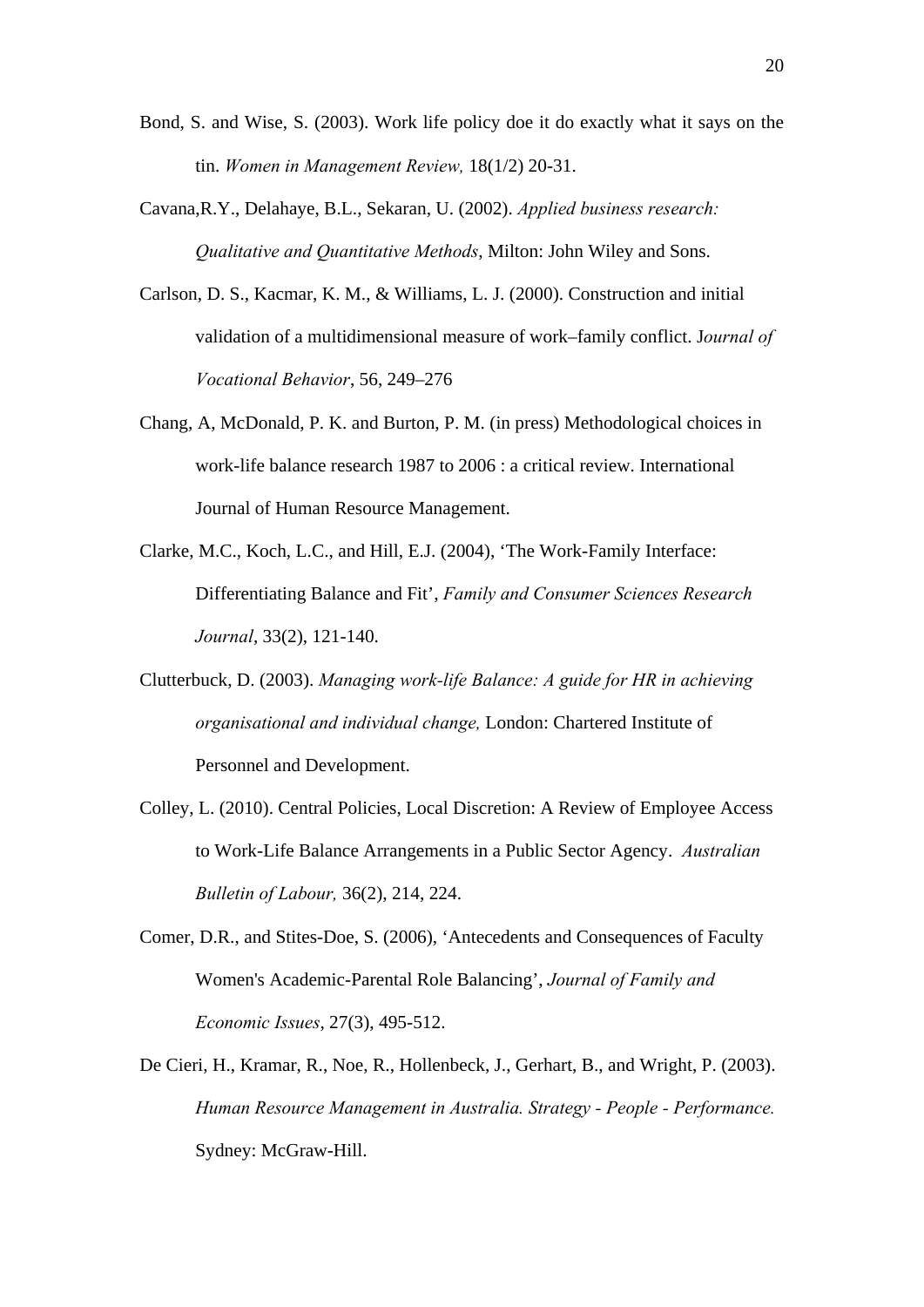Bond, S. and Wise, S. (2003). Work life policy doe it do exactly what it says on the tin. *Women in Management Review,* 18(1/2) 20-31.

Cavana,R.Y., Delahaye, B.L., Sekaran, U. (2002). *Applied business research: Qualitative and Quantitative Methods*, Milton: John Wiley and Sons.

Carlson, D. S., Kacmar, K. M., & Williams, L. J. (2000). Construction and initial validation of a multidimensional measure of work–family conflict. J*ournal of Vocational Behavior*, 56, 249–276

Chang, A, McDonald, P. K. and Burton, P. M. (in press) Methodological choices in work-life balance research 1987 to 2006 : a critical review. International Journal of Human Resource Management.

Clarke, M.C., Koch, L.C., and Hill, E.J. (2004), 'The Work-Family Interface: Differentiating Balance and Fit', *Family and Consumer Sciences Research Journal*, 33(2), 121-140.

Clutterbuck, D. (2003). *Managing work-life Balance: A guide for HR in achieving organisational and individual change,* London: Chartered Institute of Personnel and Development.

Colley, L. (2010). Central Policies, Local Discretion: A Review of Employee Access to Work-Life Balance Arrangements in a Public Sector Agency. *Australian Bulletin of Labour,* 36(2), 214, 224.

Comer, D.R., and Stites-Doe, S. (2006), 'Antecedents and Consequences of Faculty Women's Academic-Parental Role Balancing', *Journal of Family and Economic Issues*, 27(3), 495-512.

De Cieri, H., Kramar, R., Noe, R., Hollenbeck, J., Gerhart, B., and Wright, P. (2003). *Human Resource Management in Australia. Strategy - People - Performance.* Sydney: McGraw-Hill.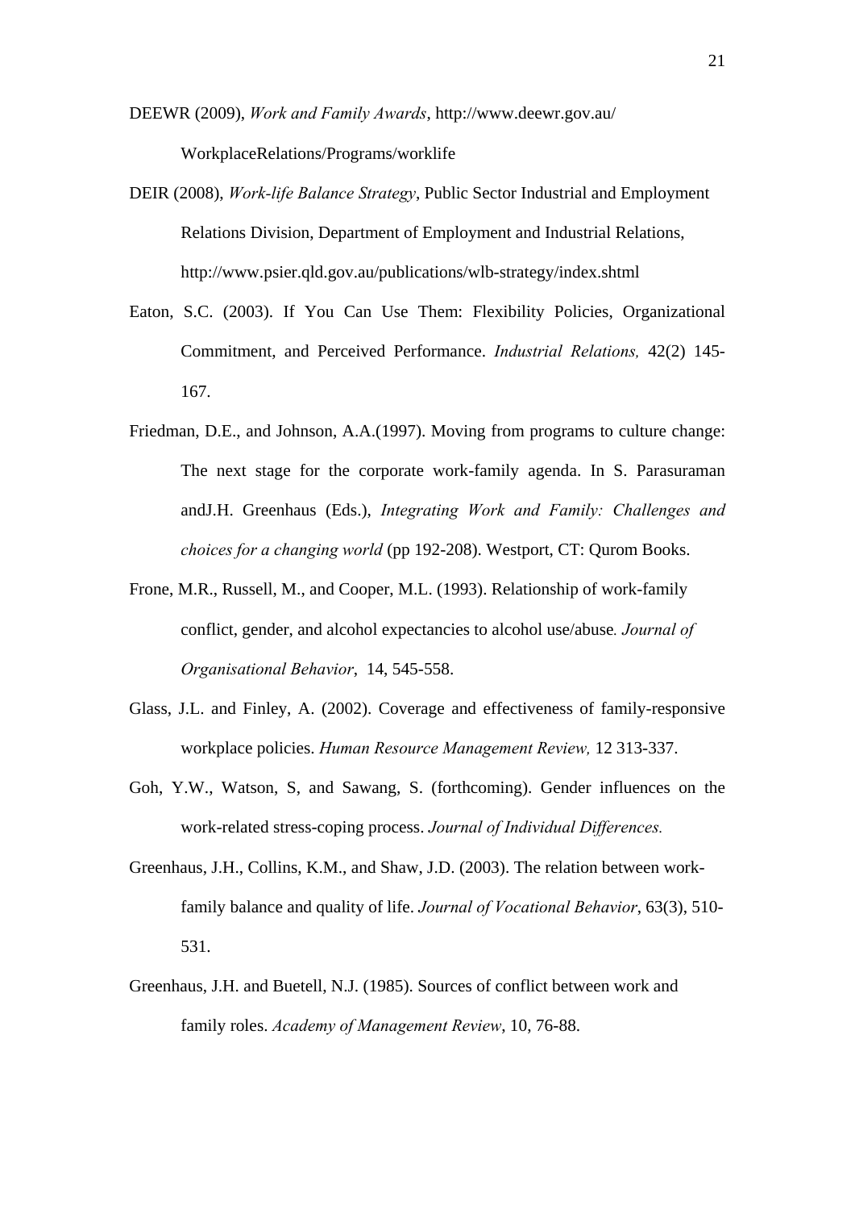DEEWR (2009), *Work and Family Awards*, http://www.deewr.gov.au/WorkplaceRelations/Programs/worklife

DEIR (2008), *Work-life Balance Strategy*, Public Sector Industrial and Employment Relations Division, Department of Employment and Industrial Relations, http://www.psier.qld.gov.au/publications/wlb-strategy/index.shtml

Eaton, S.C. (2003). If You Can Use Them: Flexibility Policies, Organizational Commitment, and Perceived Performance. *Industrial Relations,* 42(2) 145-167.

Friedman, D.E., and Johnson, A.A.(1997). Moving from programs to culture change: The next stage for the corporate work-family agenda. In S. Parasuraman andJ.H. Greenhaus (Eds.), *Integrating Work and Family: Challenges and choices for a changing world* (pp 192-208). Westport, CT: Qurom Books.

Frone, M.R., Russell, M., and Cooper, M.L. (1993). Relationship of work-family conflict, gender, and alcohol expectancies to alcohol use/abuse*. Journal of Organisational Behavior*, 14, 545-558.

Glass, J.L. and Finley, A. (2002). Coverage and effectiveness of family-responsive workplace policies. *Human Resource Management Review,* 12 313-337.

Goh, Y.W., Watson, S, and Sawang, S. (forthcoming). Gender influences on the work-related stress-coping process. *Journal of Individual Differences.*

Greenhaus, J.H., Collins, K.M., and Shaw, J.D. (2003). The relation between work-family balance and quality of life. *Journal of Vocational Behavior*, 63(3), 510-531.

Greenhaus, J.H. and Buetell, N.J. (1985). Sources of conflict between work and family roles. *Academy of Management Review*, 10, 76-88.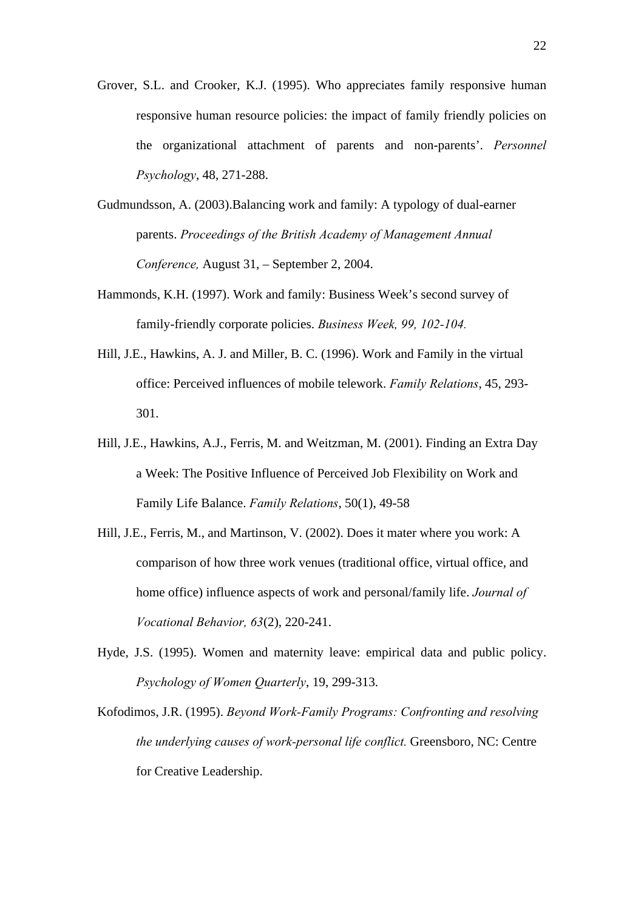Grover, S.L. and Crooker, K.J. (1995). Who appreciates family responsive human responsive human resource policies: the impact of family friendly policies on the organizational attachment of parents and non-parents'. *Personnel Psychology*, 48, 271-288.

Gudmundsson, A. (2003).Balancing work and family: A typology of dual-earner parents. *Proceedings of the British Academy of Management Annual Conference,* August 31, – September 2, 2004.

Hammonds, K.H. (1997). Work and family: Business Week's second survey of family-friendly corporate policies. *Business Week, 99, 102-104.*

Hill, J.E., Hawkins, A. J. and Miller, B. C. (1996). Work and Family in the virtual office: Perceived influences of mobile telework. *Family Relations*, 45, 293-301.

Hill, J.E., Hawkins, A.J., Ferris, M. and Weitzman, M. (2001). Finding an Extra Day a Week: The Positive Influence of Perceived Job Flexibility on Work and Family Life Balance. *Family Relations*, 50(1), 49-58

Hill, J.E., Ferris, M., and Martinson, V. (2002). Does it mater where you work: A comparison of how three work venues (traditional office, virtual office, and home office) influence aspects of work and personal/family life. *Journal of Vocational Behavior, 63*(2), 220-241.

Hyde, J.S. (1995). Women and maternity leave: empirical data and public policy. *Psychology of Women Quarterly*, 19, 299-313.

Kofodimos, J.R. (1995). *Beyond Work-Family Programs: Confronting and resolving the underlying causes of work-personal life conflict.* Greensboro, NC: Centre for Creative Leadership.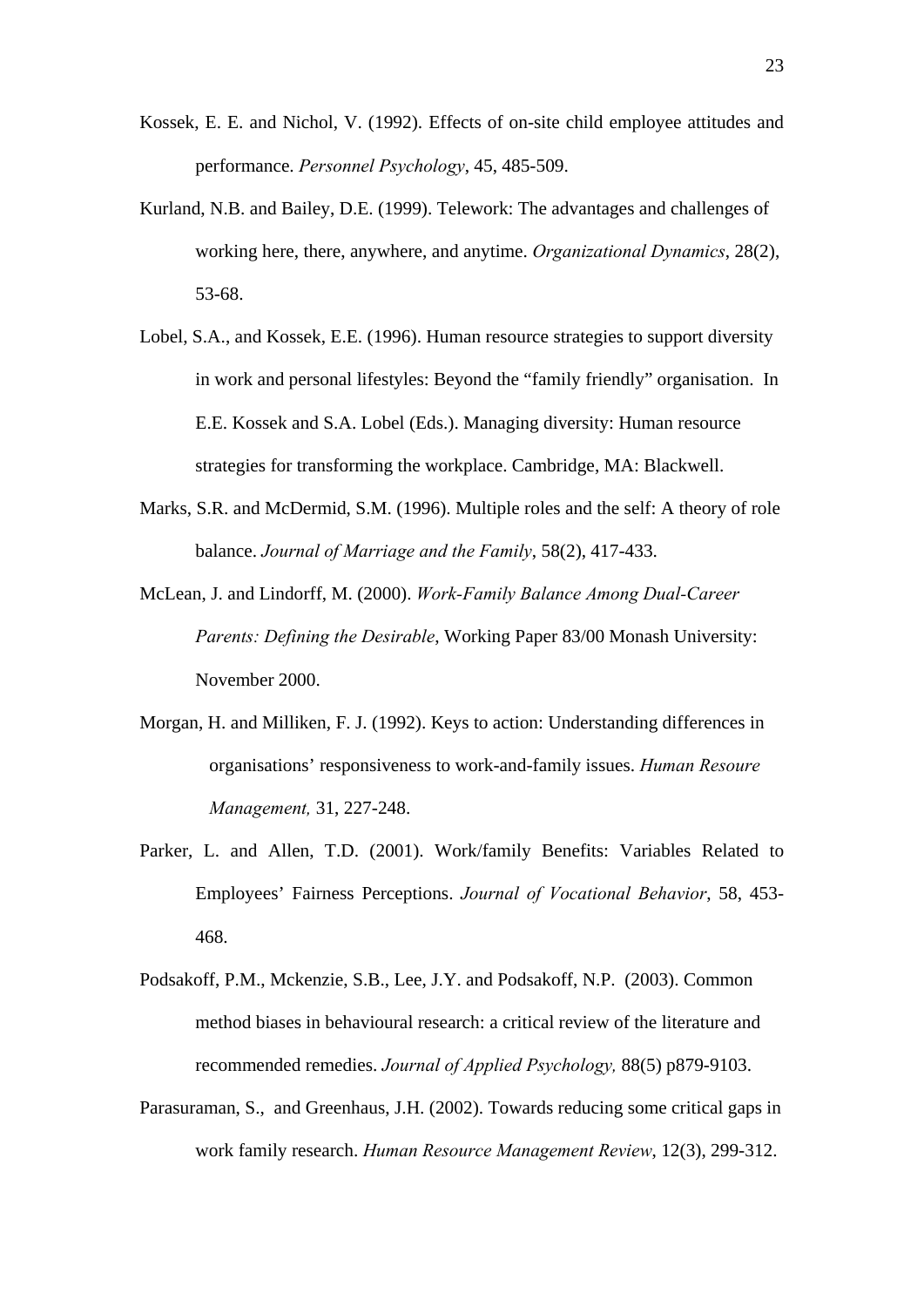Kossek, E. E. and Nichol, V. (1992). Effects of on-site child employee attitudes and performance. *Personnel Psychology*, 45, 485-509.

Kurland, N.B. and Bailey, D.E. (1999). Telework: The advantages and challenges of working here, there, anywhere, and anytime. *Organizational Dynamics*, 28(2), 53-68.

Lobel, S.A., and Kossek, E.E. (1996). Human resource strategies to support diversity in work and personal lifestyles: Beyond the "family friendly" organisation. In E.E. Kossek and S.A. Lobel (Eds.). Managing diversity: Human resource strategies for transforming the workplace. Cambridge, MA: Blackwell.

Marks, S.R. and McDermid, S.M. (1996). Multiple roles and the self: A theory of role balance. *Journal of Marriage and the Family*, 58(2), 417-433.

McLean, J. and Lindorff, M. (2000). *Work-Family Balance Among Dual-Career Parents: Defining the Desirable*, Working Paper 83/00 Monash University: November 2000.

Morgan, H. and Milliken, F. J. (1992). Keys to action: Understanding differences in organisations' responsiveness to work-and-family issues. *Human Resoure Management,* 31, 227-248.

Parker, L. and Allen, T.D. (2001). Work/family Benefits: Variables Related to Employees' Fairness Perceptions. *Journal of Vocational Behavior*, 58, 453-468.

Podsakoff, P.M., Mckenzie, S.B., Lee, J.Y. and Podsakoff, N.P. (2003). Common method biases in behavioural research: a critical review of the literature and recommended remedies. *Journal of Applied Psychology,* 88(5) p879-9103.

Parasuraman, S., and Greenhaus, J.H. (2002). Towards reducing some critical gaps in work family research. *Human Resource Management Review*, 12(3), 299-312.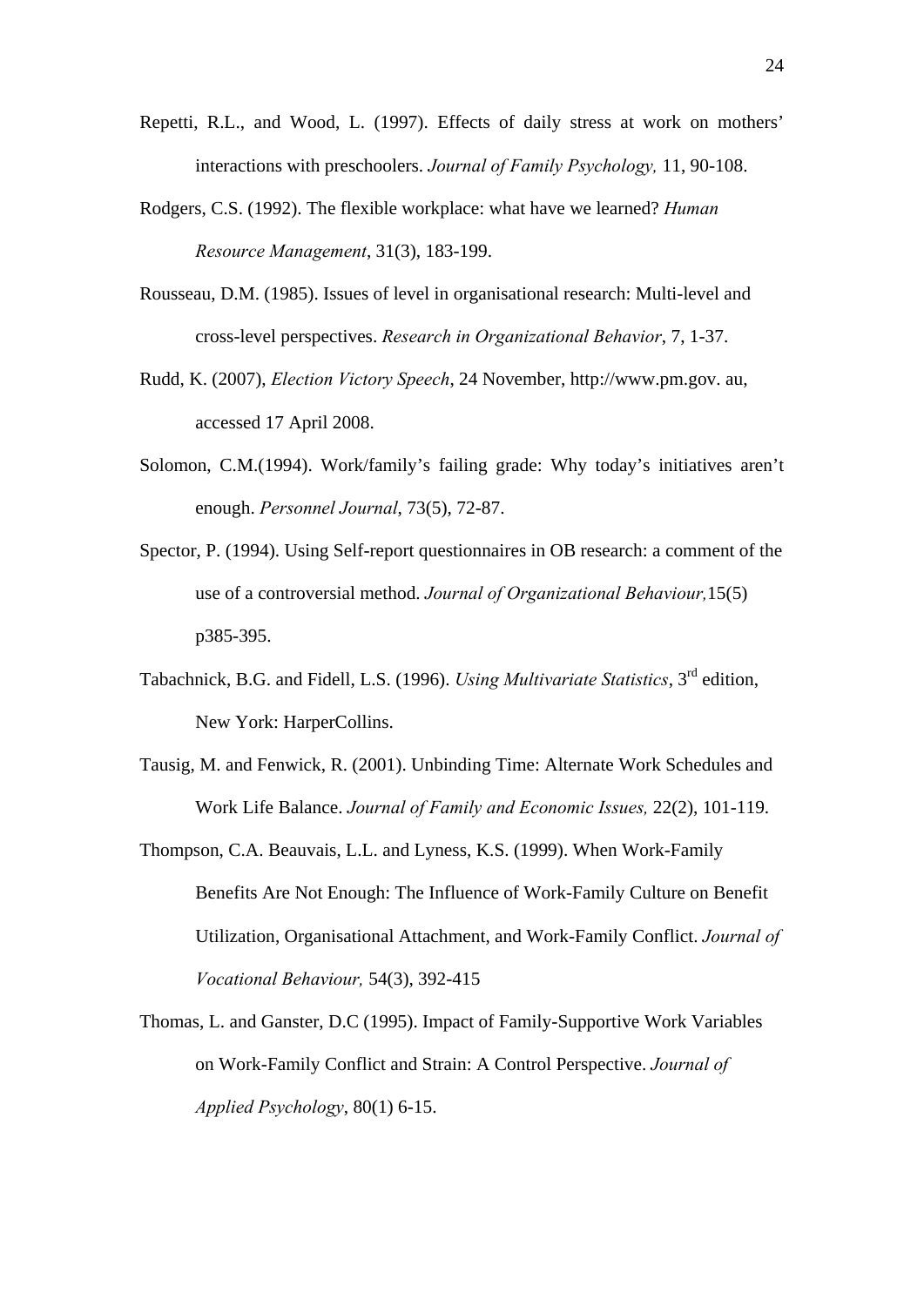Repetti, R.L., and Wood, L. (1997). Effects of daily stress at work on mothers' interactions with preschoolers. *Journal of Family Psychology,* 11, 90-108.

Rodgers, C.S. (1992). The flexible workplace: what have we learned? *Human Resource Management*, 31(3), 183-199.

Rousseau, D.M. (1985). Issues of level in organisational research: Multi-level and cross-level perspectives. *Research in Organizational Behavior*, 7, 1-37.

Rudd, K. (2007), *Election Victory Speech*, 24 November, http://www.pm.gov. au, accessed 17 April 2008.

Solomon, C.M.(1994). Work/family's failing grade: Why today's initiatives aren't enough. *Personnel Journal*, 73(5), 72-87.

Spector, P. (1994). Using Self-report questionnaires in OB research: a comment of the use of a controversial method. *Journal of Organizational Behaviour,*15(5) p385-395.

Tabachnick, B.G. and Fidell, L.S. (1996). *Using Multivariate Statistics*, 3rd edition, New York: HarperCollins.

Tausig, M. and Fenwick, R. (2001). Unbinding Time: Alternate Work Schedules and Work Life Balance. *Journal of Family and Economic Issues,* 22(2), 101-119.

Thompson, C.A. Beauvais, L.L. and Lyness, K.S. (1999). When Work-Family Benefits Are Not Enough: The Influence of Work-Family Culture on Benefit Utilization, Organisational Attachment, and Work-Family Conflict. *Journal of Vocational Behaviour,* 54(3), 392-415

Thomas, L. and Ganster, D.C (1995). Impact of Family-Supportive Work Variables on Work-Family Conflict and Strain: A Control Perspective. *Journal of Applied Psychology*, 80(1) 6-15.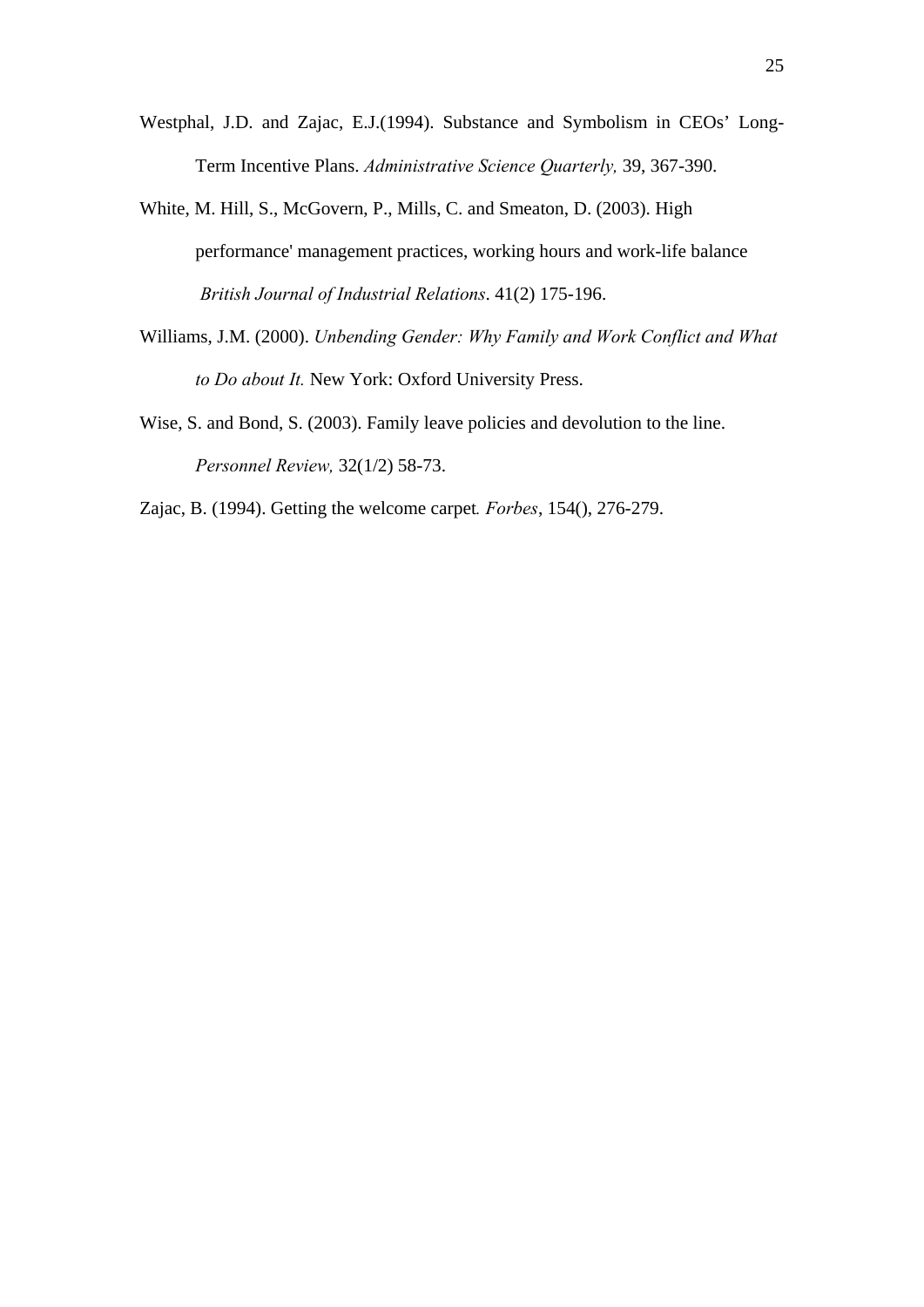Westphal, J.D. and Zajac, E.J.(1994). Substance and Symbolism in CEOs' Long-Term Incentive Plans. *Administrative Science Quarterly,* 39, 367-390.

White, M. Hill, S., McGovern, P., Mills, C. and Smeaton, D. (2003). High performance' management practices, working hours and work-life balance *British Journal of Industrial Relations*. 41(2) 175-196.

Williams, J.M. (2000). *Unbending Gender: Why Family and Work Conflict and What to Do about It.* New York: Oxford University Press.

Wise, S. and Bond, S. (2003). Family leave policies and devolution to the line. *Personnel Review,* 32(1/2) 58-73.

Zajac, B. (1994). Getting the welcome carpet*. Forbes*, 154(), 276-279.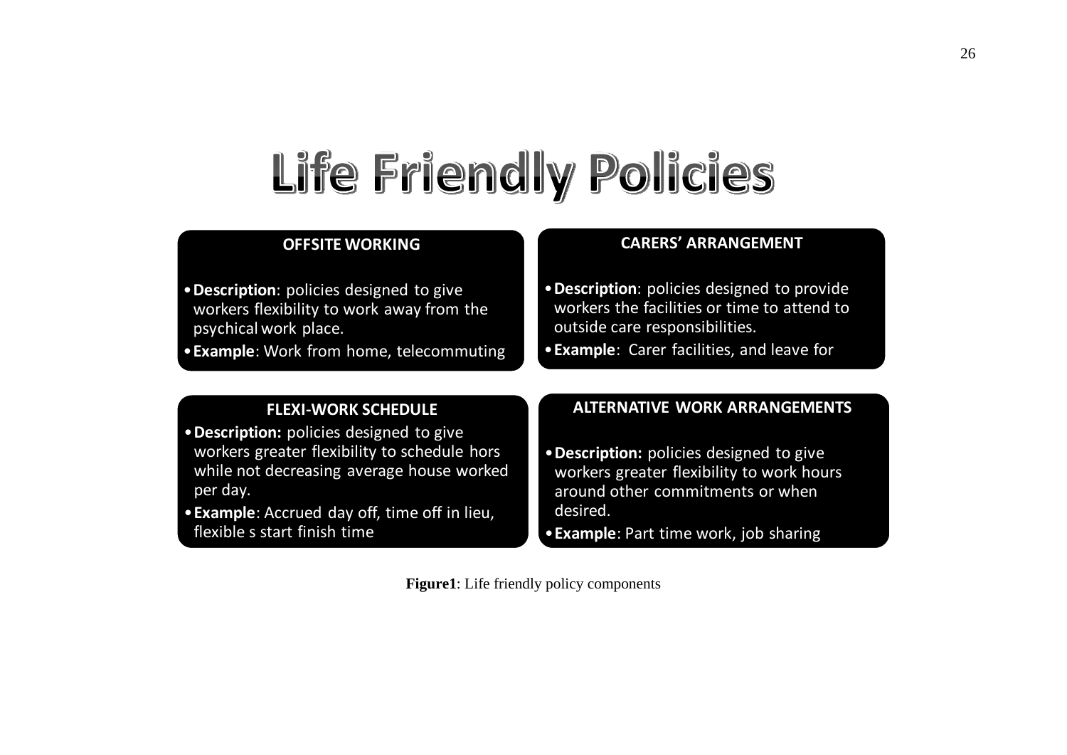# Life Friendly Policies

**OFFSITE WORKING**

- **Description**: policies designed to give workers flexibility to work away from the psychical work place.
- **Example**: Work from home, telecommuting

**CARERS' ARRANGEMENT**

- **Description**: policies designed to provide workers the facilities or time to attend to outside care responsibilities.
- **Example**: Carer facilities, and leave for

**FLEXI-WORK SCHEDULE**

- **Description:** policies designed to give workers greater flexibility to schedule hors while not decreasing average house worked per day.
- **Example**: Accrued day off, time off in lieu, flexible s start finish time

**ALTERNATIVE WORK ARRANGEMENTS**

- **Description:** policies designed to give workers greater flexibility to work hours around other commitments or when desired.
- **Example**: Part time work, job sharing

**Figure1**: Life friendly policy components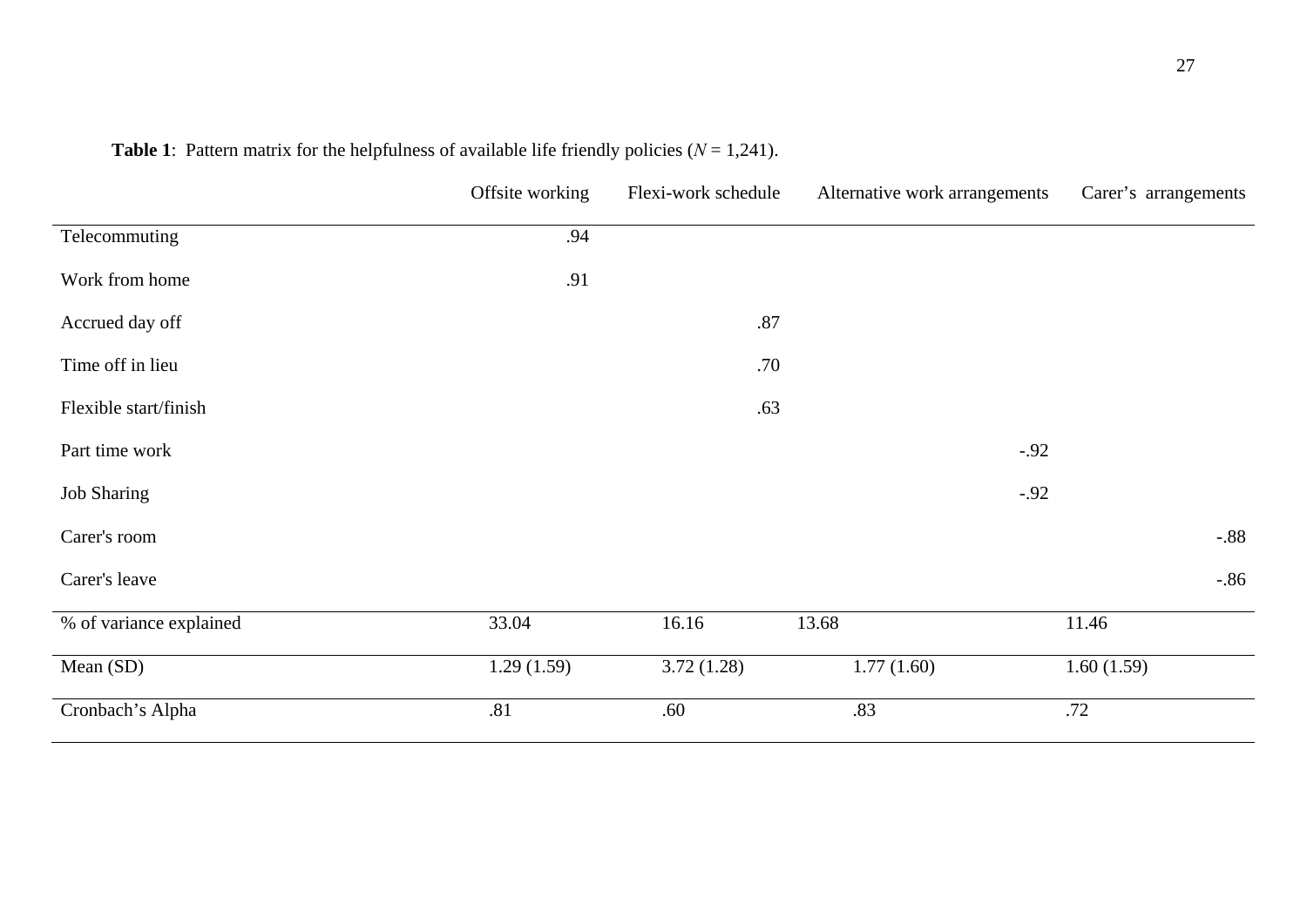**Table 1**: Pattern matrix for the helpfulness of available life friendly policies (*N* = 1,241).

| | Offsite working | Flexi-work schedule | Alternative work arrangements | Carer's arrangements |
|---|---|---|---|---|
| Telecommuting | .94 | | | |
| Work from home | .91 | | | |
| Accrued day off | | .87 | | |
| Time off in lieu | | .70 | | |
| Flexible start/finish | | .63 | | |
| Part time work | | | -.92 | |
| Job Sharing | | | -.92 | |
| Carer's room | | | | -.88 |
| Carer's leave | | | | -.86 |
| % of variance explained | 33.04 | 16.16 | 13.68 | 11.46 |
| Mean (SD) | 1.29 (1.59) | 3.72 (1.28) | 1.77 (1.60) | 1.60 (1.59) |
| Cronbach's Alpha | .81 | .60 | .83 | .72 |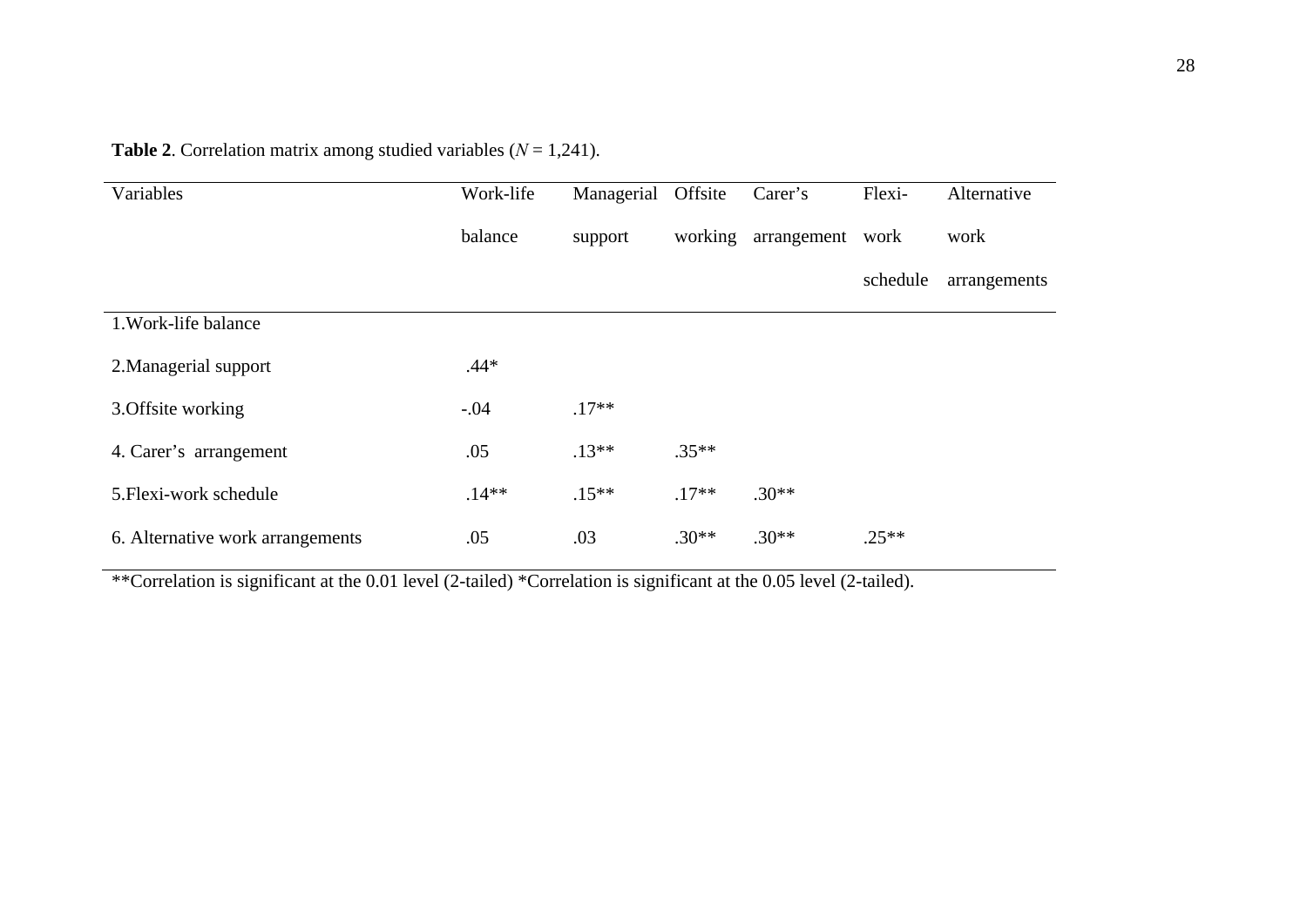**Table 2**. Correlation matrix among studied variables (*N* = 1,241).

| Variables | Work-life balance | Managerial support | Offsite working | Carer's arrangement | Flexi-work schedule | Alternative work arrangements |
|---|---|---|---|---|---|---|
| 1.Work-life balance | | | | | | |
| 2.Managerial support | .44* | | | | | |
| 3.Offsite working | -.04 | .17** | | | | |
| 4. Carer's arrangement | .05 | .13** | .35** | | | |
| 5.Flexi-work schedule | .14** | .15** | .17** | .30** | | |
| 6. Alternative work arrangements | .05 | .03 | .30** | .30** | .25** | |

**Correlation is significant at the 0.01 level (2-tailed) *Correlation is significant at the 0.05 level (2-tailed).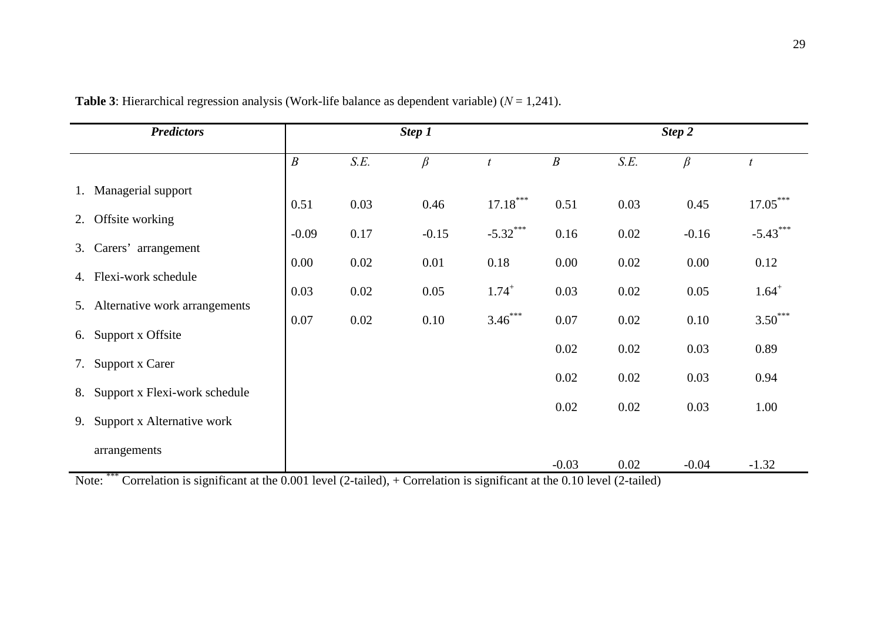**Table 3**: Hierarchical regression analysis (Work-life balance as dependent variable) ($N$ = 1,241).

| ***Predictors*** | ***Step 1*** | | | | ***Step 2*** | | | |
|---|---|---|---|---|---|---|---|---|
| | $B$ | $S.E.$ | $\beta$ | $t$ | $B$ | $S.E.$ | $\beta$ | $t$ |
| 1. Managerial support | 0.51 | 0.03 | 0.46 | 17.18*** | 0.51 | 0.03 | 0.45 | 17.05*** |
| 2. Offsite working | -0.09 | 0.17 | -0.15 | -5.32*** | 0.16 | 0.02 | -0.16 | -5.43*** |
| 3. Carers' arrangement | 0.00 | 0.02 | 0.01 | 0.18 | 0.00 | 0.02 | 0.00 | 0.12 |
| 4. Flexi-work schedule | 0.03 | 0.02 | 0.05 | 1.74+ | 0.03 | 0.02 | 0.05 | 1.64+ |
| 5. Alternative work arrangements | 0.07 | 0.02 | 0.10 | 3.46*** | 0.07 | 0.02 | 0.10 | 3.50*** |
| 6. Support x Offsite | | | | | 0.02 | 0.02 | 0.03 | 0.89 |
| 7. Support x Carer | | | | | 0.02 | 0.02 | 0.03 | 0.94 |
| 8. Support x Flexi-work schedule | | | | | 0.02 | 0.02 | 0.03 | 1.00 |
| 9. Support x Alternative work arrangements | | | | | -0.03 | 0.02 | -0.04 | -1.32 |

Note: *** Correlation is significant at the 0.001 level (2-tailed), + Correlation is significant at the 0.10 level (2-tailed)